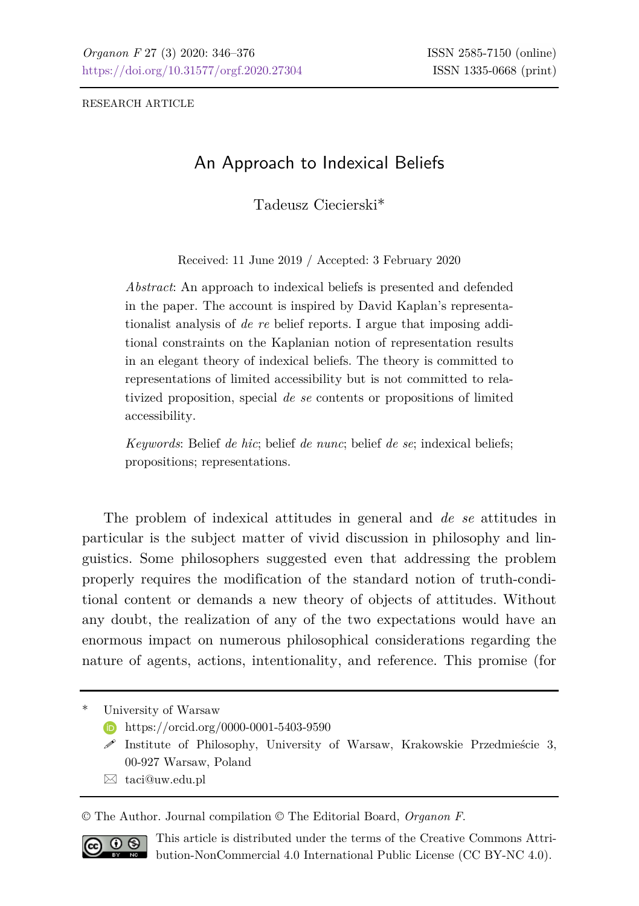RESEARCH ARTICLE

# An Approach to Indexical Beliefs

Tadeusz Ciecierski*

Received: 11 June 2019 / Accepted: 3 February 2020

*Abstract*: An approach to indexical beliefs is presented and defended in the paper. The account is inspired by David Kaplan's representationalist analysis of *de re* belief reports. I argue that imposing additional constraints on the Kaplanian notion of representation results in an elegant theory of indexical beliefs. The theory is committed to representations of limited accessibility but is not committed to relativized proposition, special *de se* contents or propositions of limited accessibility.

*Keywords*: Belief *de hic*; belief *de nunc*; belief *de se*; indexical beliefs; propositions; representations.

The problem of indexical attitudes in general and *de se* attitudes in particular is the subject matter of vivid discussion in philosophy and linguistics. Some philosophers suggested even that addressing the problem properly requires the modification of the standard notion of truth-conditional content or demands a new theory of objects of attitudes. Without any doubt, the realization of any of the two expectations would have an enormous impact on numerous philosophical considerations regarding the nature of agents, actions, intentionality, and reference. This promise (for

---

\* University of Warsaw

https://orcid.org/0000-0001-5403-9590

Institute of Philosophy, University of Warsaw, Krakowskie Przedmieście 3, 00-927 Warsaw, Poland

taci@uw.edu.pl

© The Author. Journal compilation © The Editorial Board, *Organon F*.

This article is distributed under the terms of the Creative Commons Attribution-NonCommercial 4.0 International Public License (CC BY-NC 4.0).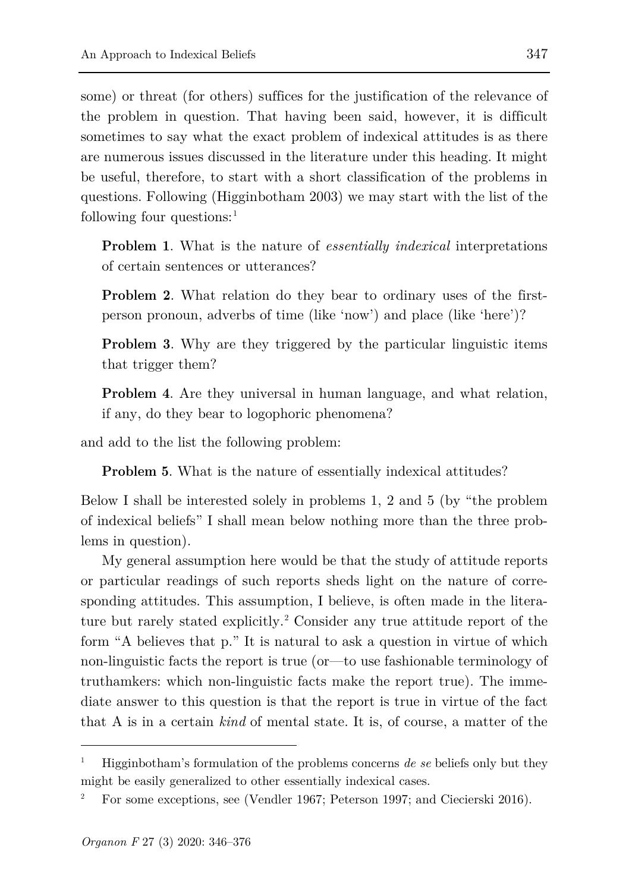some) or threat (for others) suffices for the justification of the relevance of the problem in question. That having been said, however, it is difficult sometimes to say what the exact problem of indexical attitudes is as there are numerous issues discussed in the literature under this heading. It might be useful, therefore, to start with a short classification of the problems in questions. Following (Higginbotham 2003) we may start with the list of the following four questions:[1]

> **Problem 1**. What is the nature of *essentially indexical* interpretations of certain sentences or utterances?
>
> **Problem 2**. What relation do they bear to ordinary uses of the first-person pronoun, adverbs of time (like 'now') and place (like 'here')?
>
> **Problem 3**. Why are they triggered by the particular linguistic items that trigger them?
>
> **Problem 4**. Are they universal in human language, and what relation, if any, do they bear to logophoric phenomena?

and add to the list the following problem:

> **Problem 5**. What is the nature of essentially indexical attitudes?

Below I shall be interested solely in problems 1, 2 and 5 (by "the problem of indexical beliefs" I shall mean below nothing more than the three problems in question).

My general assumption here would be that the study of attitude reports or particular readings of such reports sheds light on the nature of corresponding attitudes. This assumption, I believe, is often made in the literature but rarely stated explicitly.[2] Consider any true attitude report of the form "A believes that p." It is natural to ask a question in virtue of which non-linguistic facts the report is true (or—to use fashionable terminology of truthamkers: which non-linguistic facts make the report true). The immediate answer to this question is that the report is true in virtue of the fact that A is in a certain *kind* of mental state. It is, of course, a matter of the

---

[1] Higginbotham's formulation of the problems concerns *de se* beliefs only but they might be easily generalized to other essentially indexical cases.

[2] For some exceptions, see (Vendler 1967; Peterson 1997; and Ciecierski 2016).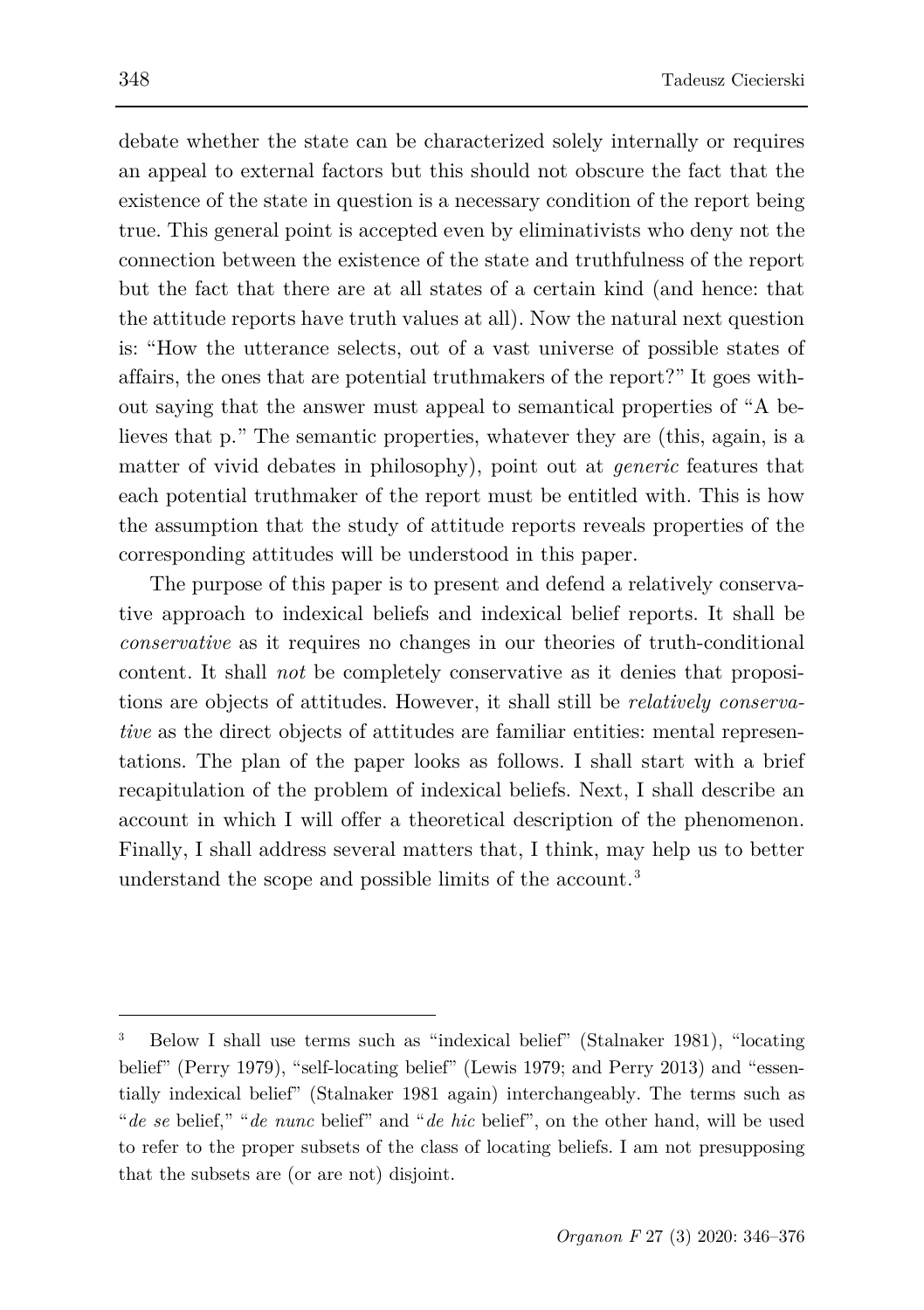debate whether the state can be characterized solely internally or requires an appeal to external factors but this should not obscure the fact that the existence of the state in question is a necessary condition of the report being true. This general point is accepted even by eliminativists who deny not the connection between the existence of the state and truthfulness of the report but the fact that there are at all states of a certain kind (and hence: that the attitude reports have truth values at all). Now the natural next question is: "How the utterance selects, out of a vast universe of possible states of affairs, the ones that are potential truthmakers of the report?" It goes without saying that the answer must appeal to semantical properties of "A believes that p." The semantic properties, whatever they are (this, again, is a matter of vivid debates in philosophy), point out at *generic* features that each potential truthmaker of the report must be entitled with. This is how the assumption that the study of attitude reports reveals properties of the corresponding attitudes will be understood in this paper.

The purpose of this paper is to present and defend a relatively conservative approach to indexical beliefs and indexical belief reports. It shall be *conservative* as it requires no changes in our theories of truth-conditional content. It shall *not* be completely conservative as it denies that propositions are objects of attitudes. However, it shall still be *relatively conservative* as the direct objects of attitudes are familiar entities: mental representations. The plan of the paper looks as follows. I shall start with a brief recapitulation of the problem of indexical beliefs. Next, I shall describe an account in which I will offer a theoretical description of the phenomenon. Finally, I shall address several matters that, I think, may help us to better understand the scope and possible limits of the account.[3]

---

[3] Below I shall use terms such as "indexical belief" (Stalnaker 1981), "locating belief" (Perry 1979), "self-locating belief" (Lewis 1979; and Perry 2013) and "essentially indexical belief" (Stalnaker 1981 again) interchangeably. The terms such as "*de se* belief," "*de nunc* belief" and "*de hic* belief", on the other hand, will be used to refer to the proper subsets of the class of locating beliefs. I am not presupposing that the subsets are (or are not) disjoint.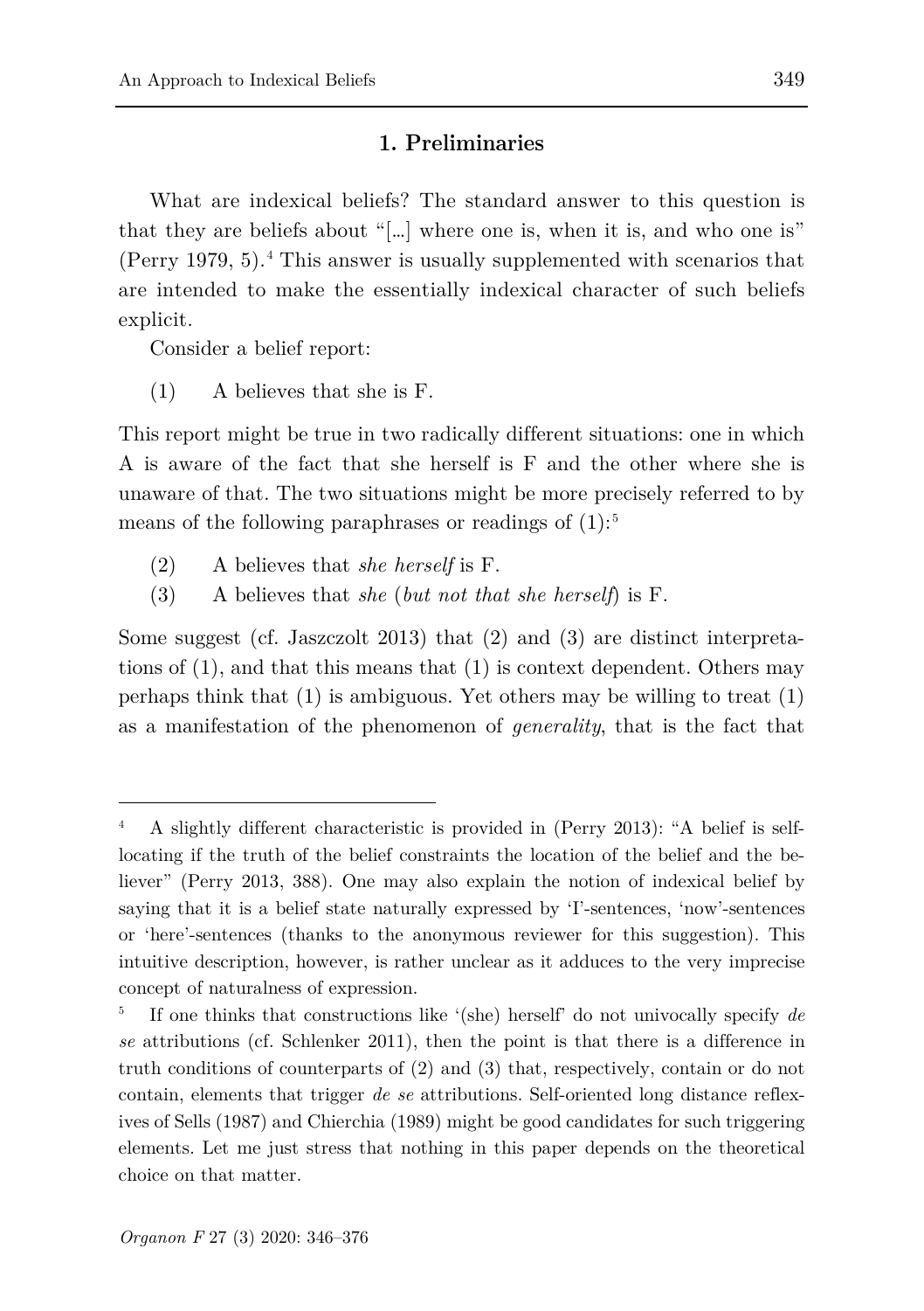## 1. Preliminaries

What are indexical beliefs? The standard answer to this question is that they are beliefs about "[…] where one is, when it is, and who one is" (Perry 1979, 5).[4] This answer is usually supplemented with scenarios that are intended to make the essentially indexical character of such beliefs explicit.

Consider a belief report:

(1) A believes that she is F.

This report might be true in two radically different situations: one in which A is aware of the fact that she herself is F and the other where she is unaware of that. The two situations might be more precisely referred to by means of the following paraphrases or readings of (1):[5]

(2) A believes that *she herself* is F.

(3) A believes that *she* (*but not that she herself*) is F.

Some suggest (cf. Jaszczolt 2013) that (2) and (3) are distinct interpretations of (1), and that this means that (1) is context dependent. Others may perhaps think that (1) is ambiguous. Yet others may be willing to treat (1) as a manifestation of the phenomenon of *generality*, that is the fact that

---

[4] A slightly different characteristic is provided in (Perry 2013): "A belief is self-locating if the truth of the belief constraints the location of the belief and the believer" (Perry 2013, 388). One may also explain the notion of indexical belief by saying that it is a belief state naturally expressed by 'I'-sentences, 'now'-sentences or 'here'-sentences (thanks to the anonymous reviewer for this suggestion). This intuitive description, however, is rather unclear as it adduces to the very imprecise concept of naturalness of expression.

[5] If one thinks that constructions like '(she) herself' do not univocally specify *de se* attributions (cf. Schlenker 2011), then the point is that there is a difference in truth conditions of counterparts of (2) and (3) that, respectively, contain or do not contain, elements that trigger *de se* attributions. Self-oriented long distance reflexives of Sells (1987) and Chierchia (1989) might be good candidates for such triggering elements. Let me just stress that nothing in this paper depends on the theoretical choice on that matter.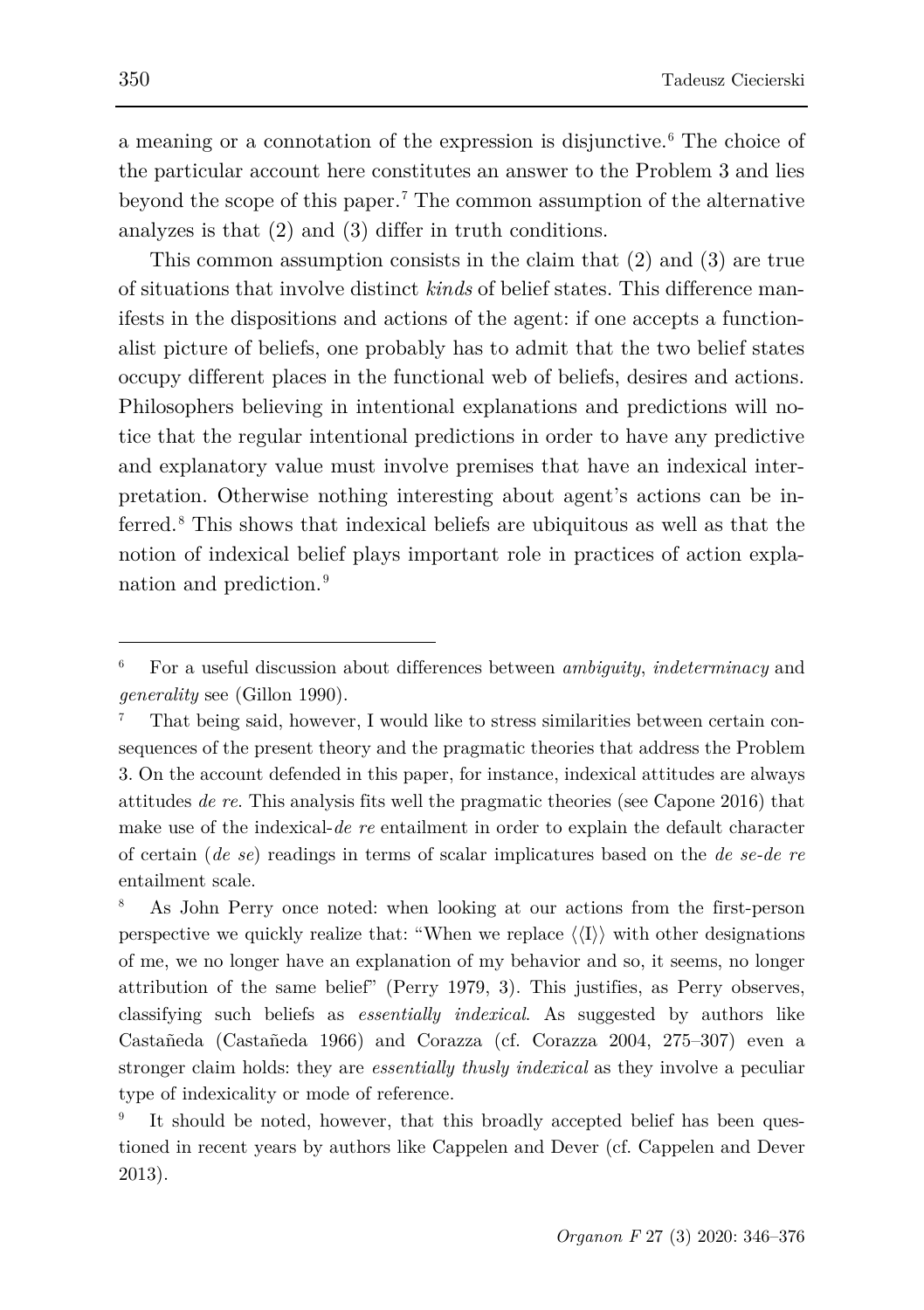a meaning or a connotation of the expression is disjunctive.[6] The choice of the particular account here constitutes an answer to the Problem 3 and lies beyond the scope of this paper.[7] The common assumption of the alternative analyzes is that (2) and (3) differ in truth conditions.

This common assumption consists in the claim that (2) and (3) are true of situations that involve distinct *kinds* of belief states. This difference manifests in the dispositions and actions of the agent: if one accepts a functionalist picture of beliefs, one probably has to admit that the two belief states occupy different places in the functional web of beliefs, desires and actions. Philosophers believing in intentional explanations and predictions will notice that the regular intentional predictions in order to have any predictive and explanatory value must involve premises that have an indexical interpretation. Otherwise nothing interesting about agent's actions can be inferred.[8] This shows that indexical beliefs are ubiquitous as well as that the notion of indexical belief plays important role in practices of action explanation and prediction.[9]

---

[6] For a useful discussion about differences between *ambiguity*, *indeterminacy* and *generality* see (Gillon 1990).

[7] That being said, however, I would like to stress similarities between certain consequences of the present theory and the pragmatic theories that address the Problem 3. On the account defended in this paper, for instance, indexical attitudes are always attitudes *de re*. This analysis fits well the pragmatic theories (see Capone 2016) that make use of the indexical-*de re* entailment in order to explain the default character of certain (*de se*) readings in terms of scalar implicatures based on the *de se*-*de re* entailment scale.

[8] As John Perry once noted: when looking at our actions from the first-person perspective we quickly realize that: "When we replace ⟨⟨I⟩⟩ with other designations of me, we no longer have an explanation of my behavior and so, it seems, no longer attribution of the same belief" (Perry 1979, 3). This justifies, as Perry observes, classifying such beliefs as *essentially indexical*. As suggested by authors like Castañeda (Castañeda 1966) and Corazza (cf. Corazza 2004, 275–307) even a stronger claim holds: they are *essentially thusly indexical* as they involve a peculiar type of indexicality or mode of reference.

[9] It should be noted, however, that this broadly accepted belief has been questioned in recent years by authors like Cappelen and Dever (cf. Cappelen and Dever 2013).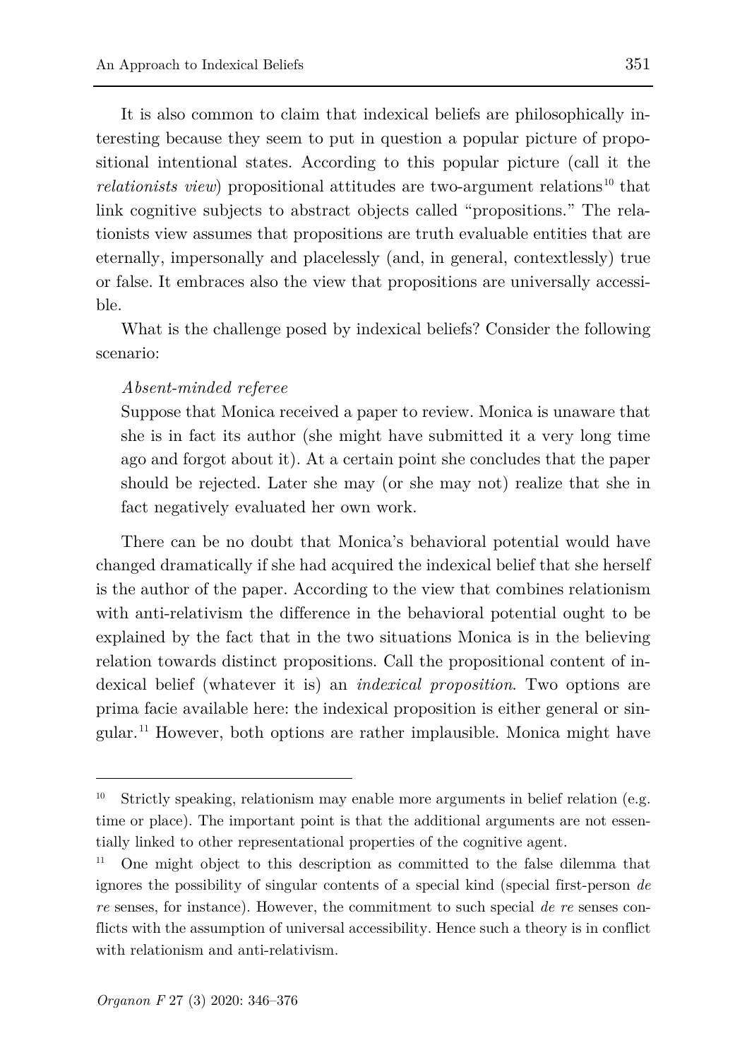It is also common to claim that indexical beliefs are philosophically interesting because they seem to put in question a popular picture of propositional intentional states. According to this popular picture (call it the *relationists view*) propositional attitudes are two-argument relations[10] that link cognitive subjects to abstract objects called "propositions." The relationists view assumes that propositions are truth evaluable entities that are eternally, impersonally and placelessly (and, in general, contextlessly) true or false. It embraces also the view that propositions are universally accessible.

What is the challenge posed by indexical beliefs? Consider the following scenario:

> *Absent-minded referee*
> Suppose that Monica received a paper to review. Monica is unaware that she is in fact its author (she might have submitted it a very long time ago and forgot about it). At a certain point she concludes that the paper should be rejected. Later she may (or she may not) realize that she in fact negatively evaluated her own work.

There can be no doubt that Monica's behavioral potential would have changed dramatically if she had acquired the indexical belief that she herself is the author of the paper. According to the view that combines relationism with anti-relativism the difference in the behavioral potential ought to be explained by the fact that in the two situations Monica is in the believing relation towards distinct propositions. Call the propositional content of indexical belief (whatever it is) an *indexical proposition*. Two options are prima facie available here: the indexical proposition is either general or singular.[11] However, both options are rather implausible. Monica might have

---

[10] Strictly speaking, relationism may enable more arguments in belief relation (e.g. time or place). The important point is that the additional arguments are not essentially linked to other representational properties of the cognitive agent.

[11] One might object to this description as committed to the false dilemma that ignores the possibility of singular contents of a special kind (special first-person *de re* senses, for instance). However, the commitment to such special *de re* senses conflicts with the assumption of universal accessibility. Hence such a theory is in conflict with relationism and anti-relativism.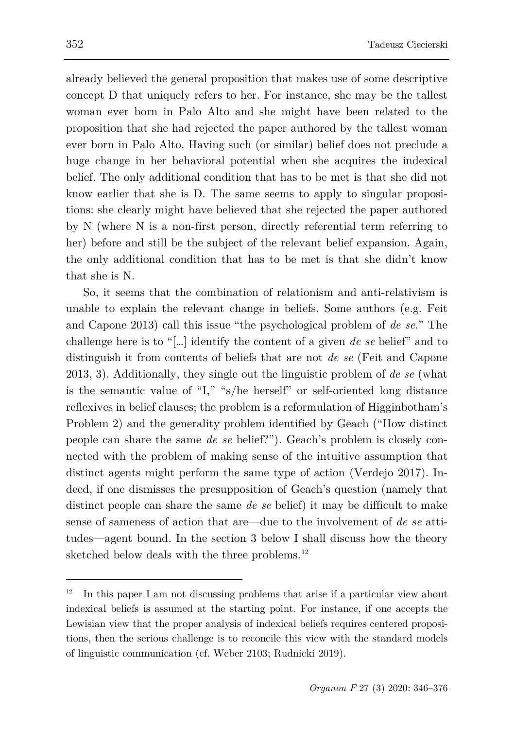already believed the general proposition that makes use of some descriptive concept D that uniquely refers to her. For instance, she may be the tallest woman ever born in Palo Alto and she might have been related to the proposition that she had rejected the paper authored by the tallest woman ever born in Palo Alto. Having such (or similar) belief does not preclude a huge change in her behavioral potential when she acquires the indexical belief. The only additional condition that has to be met is that she did not know earlier that she is D. The same seems to apply to singular propositions: she clearly might have believed that she rejected the paper authored by N (where N is a non-first person, directly referential term referring to her) before and still be the subject of the relevant belief expansion. Again, the only additional condition that has to be met is that she didn't know that she is N.

So, it seems that the combination of relationism and anti-relativism is unable to explain the relevant change in beliefs. Some authors (e.g. Feit and Capone 2013) call this issue "the psychological problem of *de se*." The challenge here is to "[…] identify the content of a given *de se* belief" and to distinguish it from contents of beliefs that are not *de se* (Feit and Capone 2013, 3). Additionally, they single out the linguistic problem of *de se* (what is the semantic value of "I," "s/he herself" or self-oriented long distance reflexives in belief clauses; the problem is a reformulation of Higginbotham's Problem 2) and the generality problem identified by Geach ("How distinct people can share the same *de se* belief?"). Geach's problem is closely connected with the problem of making sense of the intuitive assumption that distinct agents might perform the same type of action (Verdejo 2017). Indeed, if one dismisses the presupposition of Geach's question (namely that distinct people can share the same *de se* belief) it may be difficult to make sense of sameness of action that are—due to the involvement of *de se* attitudes—agent bound. In the section 3 below I shall discuss how the theory sketched below deals with the three problems.[12]

---

[12] In this paper I am not discussing problems that arise if a particular view about indexical beliefs is assumed at the starting point. For instance, if one accepts the Lewisian view that the proper analysis of indexical beliefs requires centered propositions, then the serious challenge is to reconcile this view with the standard models of linguistic communication (cf. Weber 2103; Rudnicki 2019).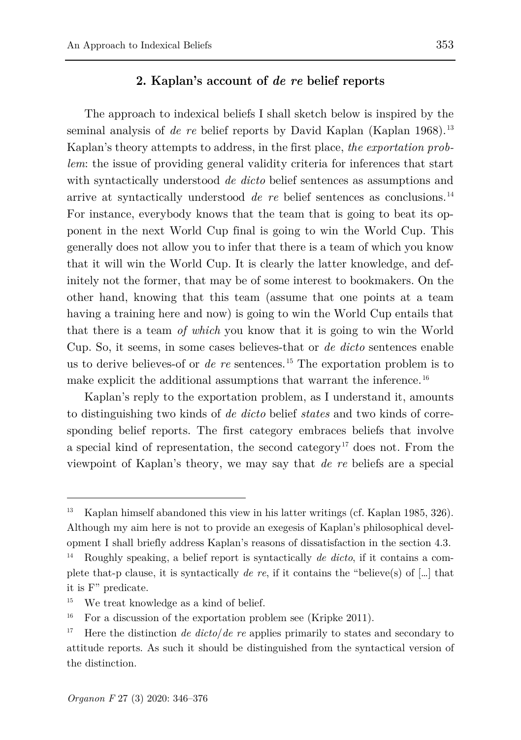## 2. Kaplan's account of *de re* belief reports

The approach to indexical beliefs I shall sketch below is inspired by the seminal analysis of *de re* belief reports by David Kaplan (Kaplan 1968).[13] Kaplan's theory attempts to address, in the first place, *the exportation problem*: the issue of providing general validity criteria for inferences that start with syntactically understood *de dicto* belief sentences as assumptions and arrive at syntactically understood *de re* belief sentences as conclusions.[14] For instance, everybody knows that the team that is going to beat its opponent in the next World Cup final is going to win the World Cup. This generally does not allow you to infer that there is a team of which you know that it will win the World Cup. It is clearly the latter knowledge, and definitely not the former, that may be of some interest to bookmakers. On the other hand, knowing that this team (assume that one points at a team having a training here and now) is going to win the World Cup entails that that there is a team *of which* you know that it is going to win the World Cup. So, it seems, in some cases believes-that or *de dicto* sentences enable us to derive believes-of or *de re* sentences.[15] The exportation problem is to make explicit the additional assumptions that warrant the inference.[16]

Kaplan's reply to the exportation problem, as I understand it, amounts to distinguishing two kinds of *de dicto* belief *states* and two kinds of corresponding belief reports. The first category embraces beliefs that involve a special kind of representation, the second category[17] does not. From the viewpoint of Kaplan's theory, we may say that *de re* beliefs are a special

---

[13] Kaplan himself abandoned this view in his latter writings (cf. Kaplan 1985, 326). Although my aim here is not to provide an exegesis of Kaplan's philosophical development I shall briefly address Kaplan's reasons of dissatisfaction in the section 4.3.

[14] Roughly speaking, a belief report is syntactically *de dicto*, if it contains a complete that-p clause, it is syntactically *de re*, if it contains the "believe(s) of […] that it is F" predicate.

[15] We treat knowledge as a kind of belief.

[16] For a discussion of the exportation problem see (Kripke 2011).

[17] Here the distinction *de dicto*/*de re* applies primarily to states and secondary to attitude reports. As such it should be distinguished from the syntactical version of the distinction.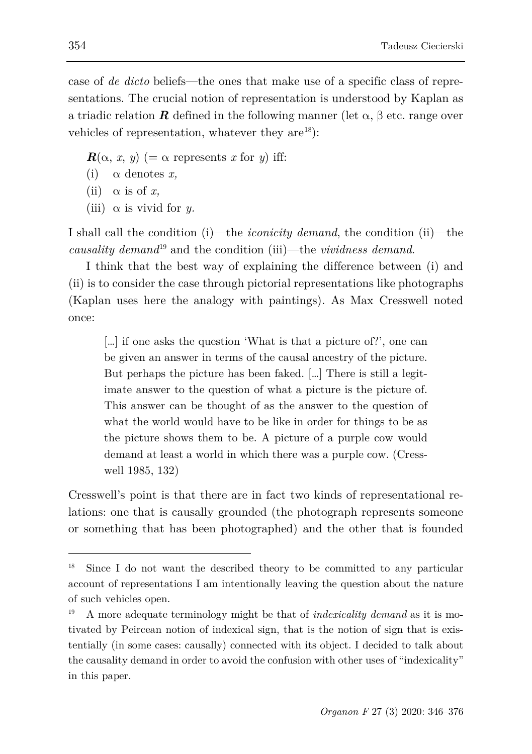case of *de dicto* beliefs—the ones that make use of a specific class of representations. The crucial notion of representation is understood by Kaplan as a triadic relation $\boldsymbol{R}$ defined in the following manner (let α, β etc. range over vehicles of representation, whatever they are[18]):

$\boldsymbol{R}(\alpha, x, y)$ (= α represents $x$ for $y$) iff:

(i) α denotes $x$,

(ii) α is of $x$,

(iii) α is vivid for $y$.

I shall call the condition (i)—the *iconicity demand*, the condition (ii)—the *causality demand*[19] and the condition (iii)—the *vividness demand*.

I think that the best way of explaining the difference between (i) and (ii) is to consider the case through pictorial representations like photographs (Kaplan uses here the analogy with paintings). As Max Cresswell noted once:

> […] if one asks the question 'What is that a picture of?', one can be given an answer in terms of the causal ancestry of the picture. But perhaps the picture has been faked. […] There is still a legitimate answer to the question of what a picture is the picture of. This answer can be thought of as the answer to the question of what the world would have to be like in order for things to be as the picture shows them to be. A picture of a purple cow would demand at least a world in which there was a purple cow. (Cresswell 1985, 132)

Cresswell's point is that there are in fact two kinds of representational relations: one that is causally grounded (the photograph represents someone or something that has been photographed) and the other that is founded

---

[18] Since I do not want the described theory to be committed to any particular account of representations I am intentionally leaving the question about the nature of such vehicles open.

[19] A more adequate terminology might be that of *indexicality demand* as it is motivated by Peircean notion of indexical sign, that is the notion of sign that is existentially (in some cases: causally) connected with its object. I decided to talk about the causality demand in order to avoid the confusion with other uses of "indexicality" in this paper.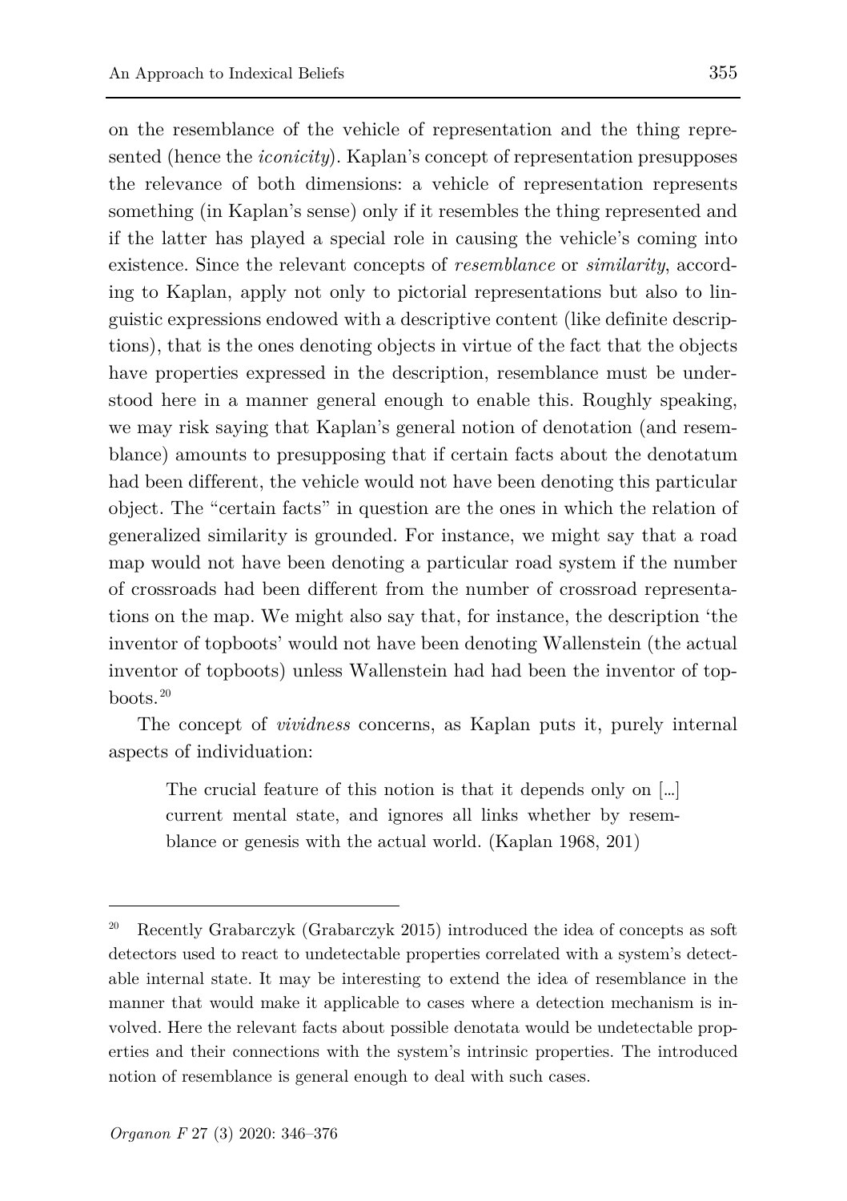on the resemblance of the vehicle of representation and the thing represented (hence the *iconicity*). Kaplan's concept of representation presupposes the relevance of both dimensions: a vehicle of representation represents something (in Kaplan's sense) only if it resembles the thing represented and if the latter has played a special role in causing the vehicle's coming into existence. Since the relevant concepts of *resemblance* or *similarity*, according to Kaplan, apply not only to pictorial representations but also to linguistic expressions endowed with a descriptive content (like definite descriptions), that is the ones denoting objects in virtue of the fact that the objects have properties expressed in the description, resemblance must be understood here in a manner general enough to enable this. Roughly speaking, we may risk saying that Kaplan's general notion of denotation (and resemblance) amounts to presupposing that if certain facts about the denotatum had been different, the vehicle would not have been denoting this particular object. The "certain facts" in question are the ones in which the relation of generalized similarity is grounded. For instance, we might say that a road map would not have been denoting a particular road system if the number of crossroads had been different from the number of crossroad representations on the map. We might also say that, for instance, the description 'the inventor of topboots' would not have been denoting Wallenstein (the actual inventor of topboots) unless Wallenstein had had been the inventor of topboots.[20]

The concept of *vividness* concerns, as Kaplan puts it, purely internal aspects of individuation:

> The crucial feature of this notion is that it depends only on […] current mental state, and ignores all links whether by resemblance or genesis with the actual world. (Kaplan 1968, 201)

---

[20] Recently Grabarczyk (Grabarczyk 2015) introduced the idea of concepts as soft detectors used to react to undetectable properties correlated with a system's detectable internal state. It may be interesting to extend the idea of resemblance in the manner that would make it applicable to cases where a detection mechanism is involved. Here the relevant facts about possible denotata would be undetectable properties and their connections with the system's intrinsic properties. The introduced notion of resemblance is general enough to deal with such cases.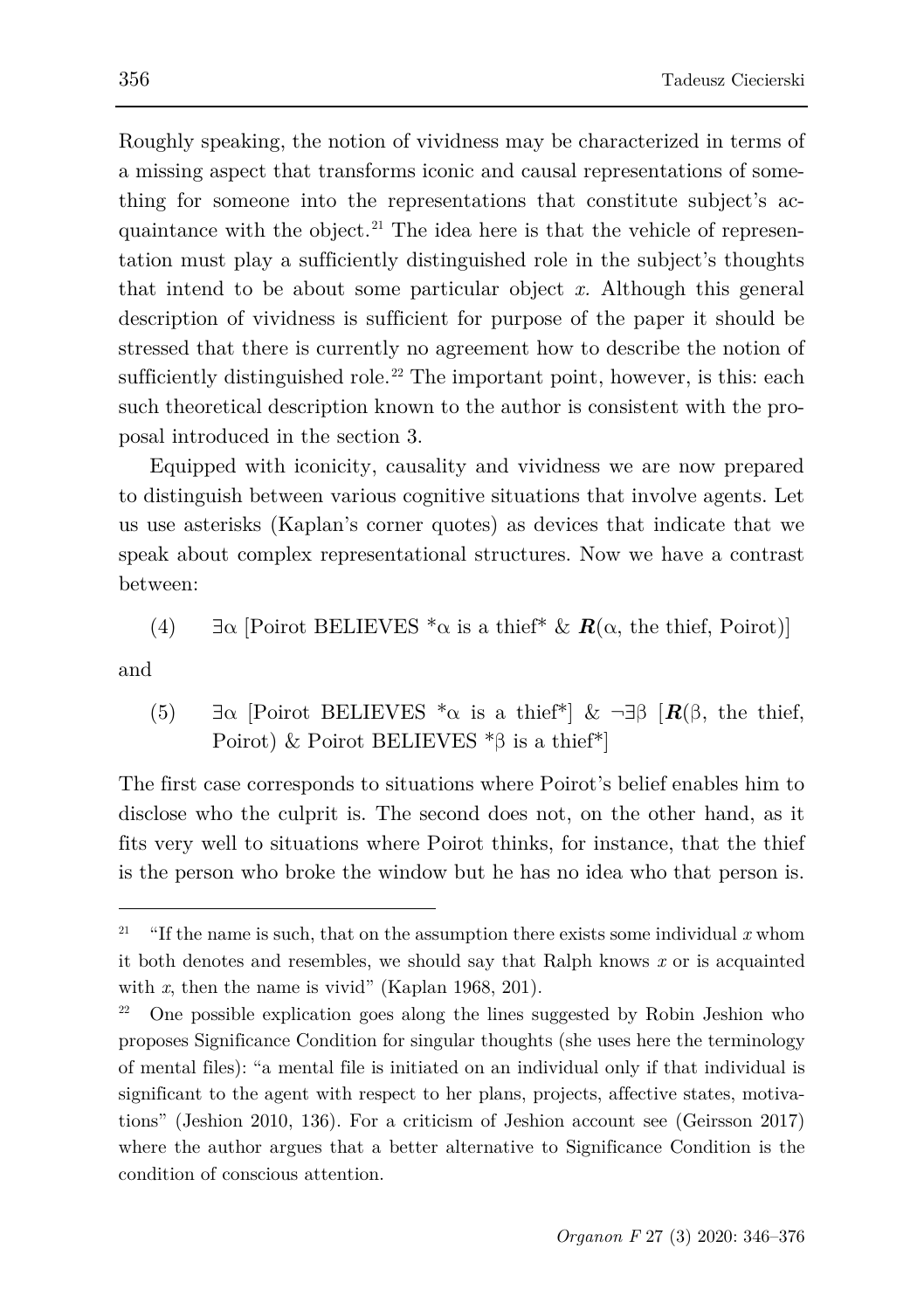Roughly speaking, the notion of vividness may be characterized in terms of a missing aspect that transforms iconic and causal representations of something for someone into the representations that constitute subject's acquaintance with the object.[21] The idea here is that the vehicle of representation must play a sufficiently distinguished role in the subject's thoughts that intend to be about some particular object *x*. Although this general description of vividness is sufficient for purpose of the paper it should be stressed that there is currently no agreement how to describe the notion of sufficiently distinguished role.[22] The important point, however, is this: each such theoretical description known to the author is consistent with the proposal introduced in the section 3.

Equipped with iconicity, causality and vividness we are now prepared to distinguish between various cognitive situations that involve agents. Let us use asterisks (Kaplan's corner quotes) as devices that indicate that we speak about complex representational structures. Now we have a contrast between:

(4) $\exists\alpha$ [Poirot BELIEVES \*$\alpha$ is a thief\* & $\boldsymbol{R}(\alpha$, the thief, Poirot$)$]

and

(5) $\exists\alpha$ [Poirot BELIEVES \*$\alpha$ is a thief\*] & $\neg\exists\beta$ [$\boldsymbol{R}(\beta$, the thief, Poirot$)$ & Poirot BELIEVES \*$\beta$ is a thief\*]

The first case corresponds to situations where Poirot's belief enables him to disclose who the culprit is. The second does not, on the other hand, as it fits very well to situations where Poirot thinks, for instance, that the thief is the person who broke the window but he has no idea who that person is.

---

[21] "If the name is such, that on the assumption there exists some individual *x* whom it both denotes and resembles, we should say that Ralph knows *x* or is acquainted with *x*, then the name is vivid" (Kaplan 1968, 201).

[22] One possible explication goes along the lines suggested by Robin Jeshion who proposes Significance Condition for singular thoughts (she uses here the terminology of mental files): "a mental file is initiated on an individual only if that individual is significant to the agent with respect to her plans, projects, affective states, motivations" (Jeshion 2010, 136). For a criticism of Jeshion account see (Geirsson 2017) where the author argues that a better alternative to Significance Condition is the condition of conscious attention.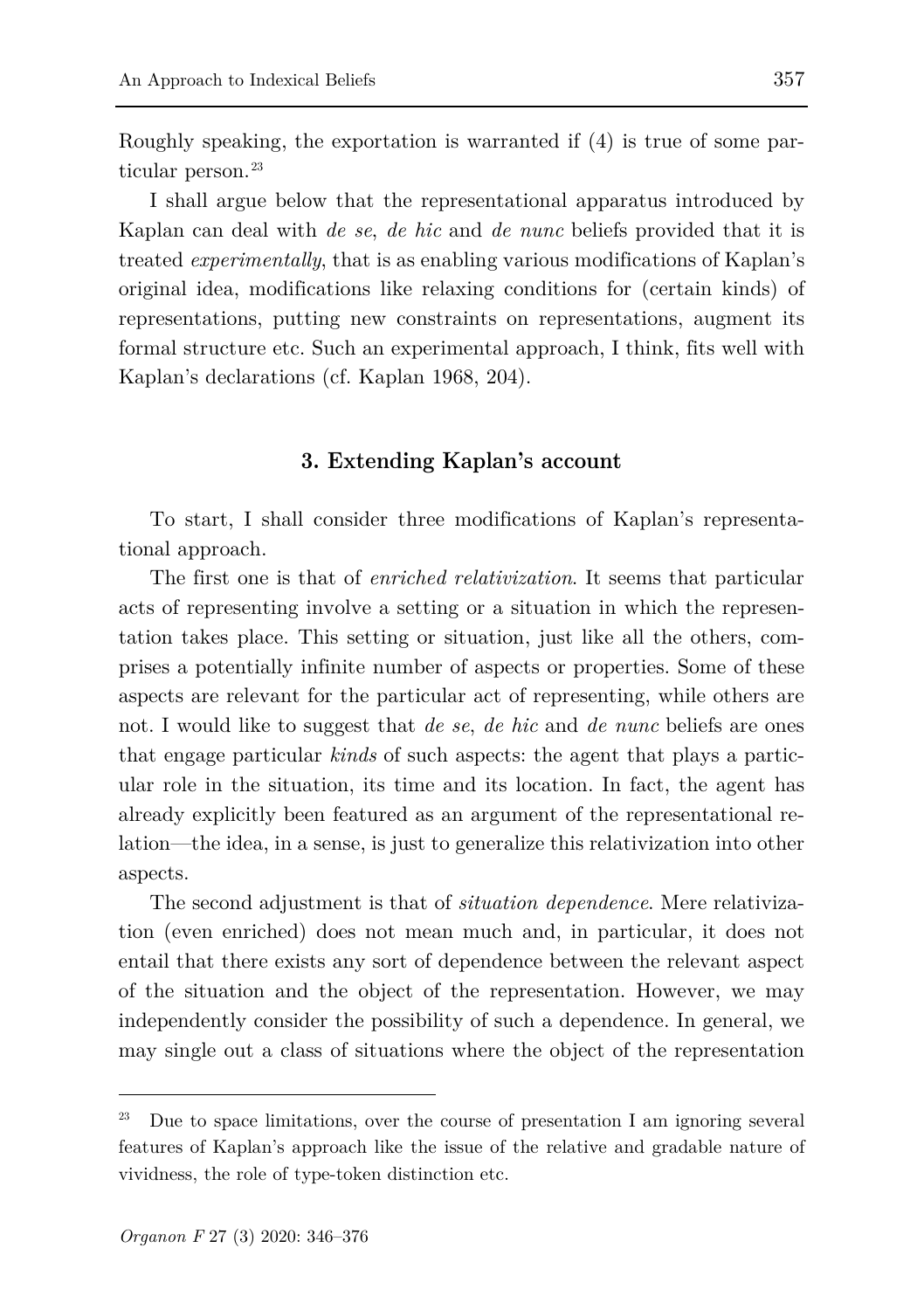Roughly speaking, the exportation is warranted if (4) is true of some particular person.[23]

I shall argue below that the representational apparatus introduced by Kaplan can deal with *de se*, *de hic* and *de nunc* beliefs provided that it is treated *experimentally*, that is as enabling various modifications of Kaplan's original idea, modifications like relaxing conditions for (certain kinds) of representations, putting new constraints on representations, augment its formal structure etc. Such an experimental approach, I think, fits well with Kaplan's declarations (cf. Kaplan 1968, 204).

## 3. Extending Kaplan's account

To start, I shall consider three modifications of Kaplan's representational approach.

The first one is that of *enriched relativization*. It seems that particular acts of representing involve a setting or a situation in which the representation takes place. This setting or situation, just like all the others, comprises a potentially infinite number of aspects or properties. Some of these aspects are relevant for the particular act of representing, while others are not. I would like to suggest that *de se*, *de hic* and *de nunc* beliefs are ones that engage particular *kinds* of such aspects: the agent that plays a particular role in the situation, its time and its location. In fact, the agent has already explicitly been featured as an argument of the representational relation—the idea, in a sense, is just to generalize this relativization into other aspects.

The second adjustment is that of *situation dependence*. Mere relativization (even enriched) does not mean much and, in particular, it does not entail that there exists any sort of dependence between the relevant aspect of the situation and the object of the representation. However, we may independently consider the possibility of such a dependence. In general, we may single out a class of situations where the object of the representation

[23] Due to space limitations, over the course of presentation I am ignoring several features of Kaplan's approach like the issue of the relative and gradable nature of vividness, the role of type-token distinction etc.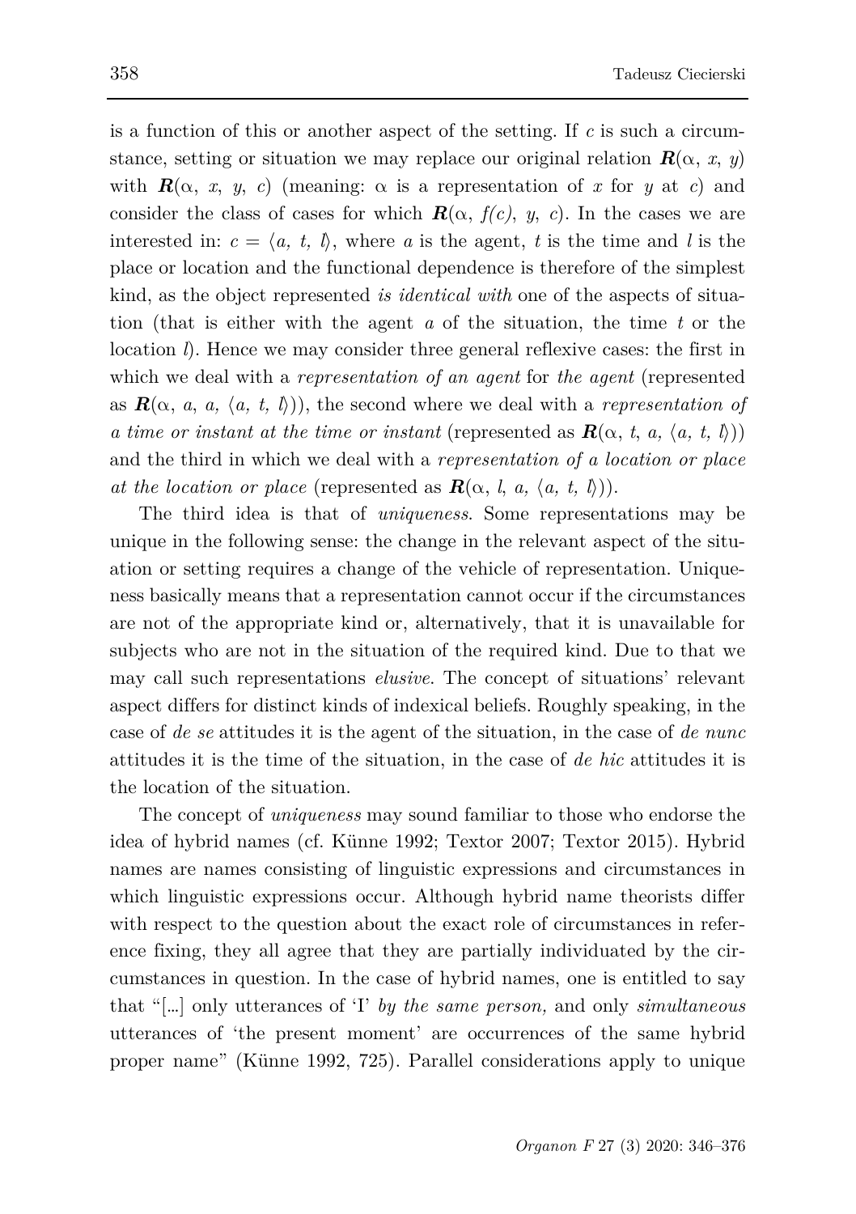is a function of this or another aspect of the setting. If $c$ is such a circumstance, setting or situation we may replace our original relation $\boldsymbol{R}(\alpha, x, y)$ with $\boldsymbol{R}(\alpha, x, y, c)$ (meaning: $\alpha$ is a representation of $x$ for $y$ at $c$) and consider the class of cases for which $\boldsymbol{R}(\alpha, f(c), y, c)$. In the cases we are interested in: $c = \langle a, t, l \rangle$, where $a$ is the agent, $t$ is the time and $l$ is the place or location and the functional dependence is therefore of the simplest kind, as the object represented *is identical with* one of the aspects of situation (that is either with the agent $a$ of the situation, the time $t$ or the location $l$). Hence we may consider three general reflexive cases: the first in which we deal with a *representation of an agent* for *the agent* (represented as $\boldsymbol{R}(\alpha, a, a, \langle a, t, l \rangle)$), the second where we deal with a *representation of a time or instant at the time or instant* (represented as $\boldsymbol{R}(\alpha, t, a, \langle a, t, l \rangle)$) and the third in which we deal with a *representation of a location or place at the location or place* (represented as $\boldsymbol{R}(\alpha, l, a, \langle a, t, l \rangle)$).

The third idea is that of *uniqueness*. Some representations may be unique in the following sense: the change in the relevant aspect of the situation or setting requires a change of the vehicle of representation. Uniqueness basically means that a representation cannot occur if the circumstances are not of the appropriate kind or, alternatively, that it is unavailable for subjects who are not in the situation of the required kind. Due to that we may call such representations *elusive*. The concept of situations' relevant aspect differs for distinct kinds of indexical beliefs. Roughly speaking, in the case of *de se* attitudes it is the agent of the situation, in the case of *de nunc* attitudes it is the time of the situation, in the case of *de hic* attitudes it is the location of the situation.

The concept of *uniqueness* may sound familiar to those who endorse the idea of hybrid names (cf. Künne 1992; Textor 2007; Textor 2015). Hybrid names are names consisting of linguistic expressions and circumstances in which linguistic expressions occur. Although hybrid name theorists differ with respect to the question about the exact role of circumstances in reference fixing, they all agree that they are partially individuated by the circumstances in question. In the case of hybrid names, one is entitled to say that "[…] only utterances of 'I' *by the same person,* and only *simultaneous* utterances of 'the present moment' are occurrences of the same hybrid proper name" (Künne 1992, 725). Parallel considerations apply to unique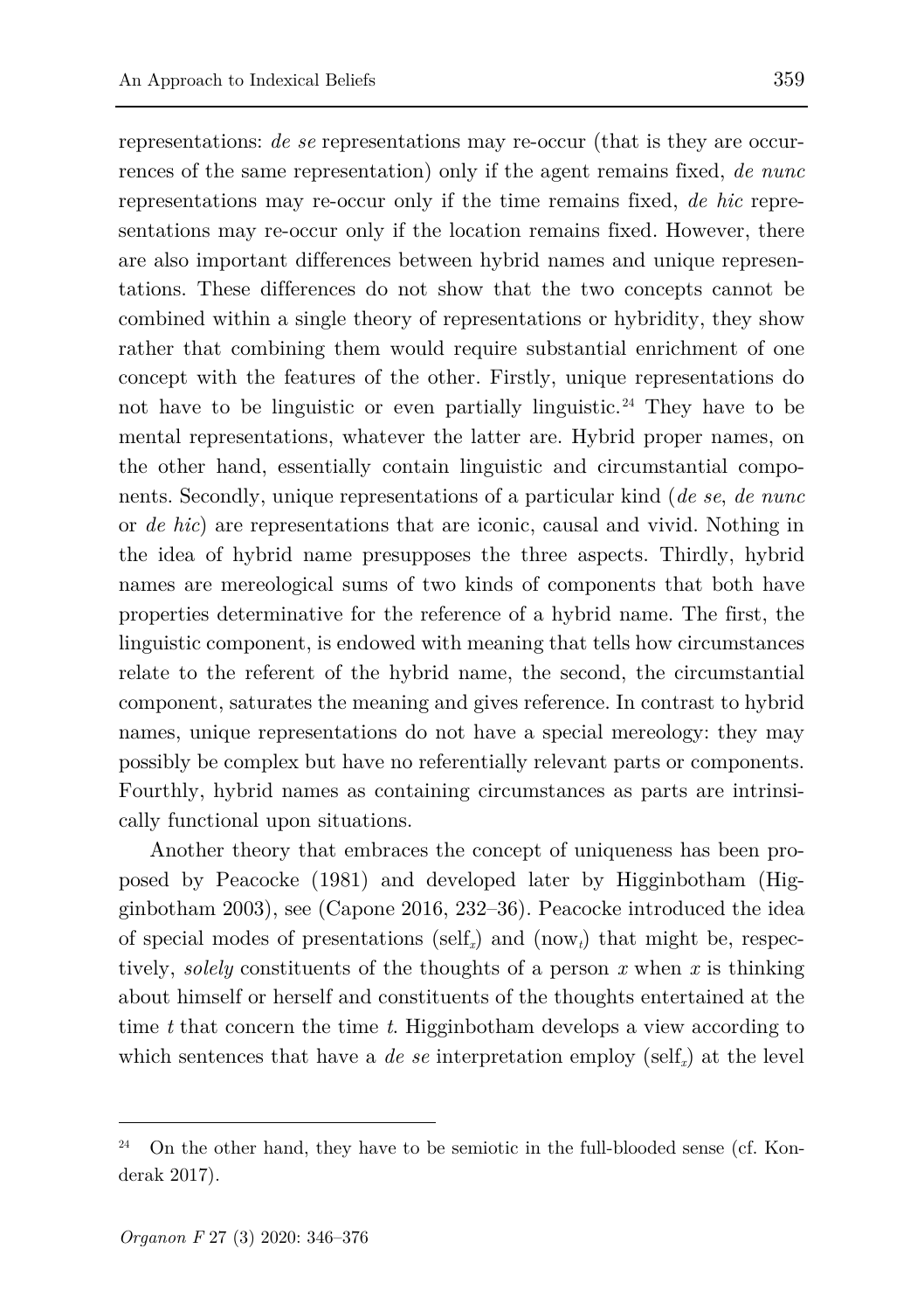representations: *de se* representations may re-occur (that is they are occurrences of the same representation) only if the agent remains fixed, *de nunc* representations may re-occur only if the time remains fixed, *de hic* representations may re-occur only if the location remains fixed. However, there are also important differences between hybrid names and unique representations. These differences do not show that the two concepts cannot be combined within a single theory of representations or hybridity, they show rather that combining them would require substantial enrichment of one concept with the features of the other. Firstly, unique representations do not have to be linguistic or even partially linguistic.[24] They have to be mental representations, whatever the latter are. Hybrid proper names, on the other hand, essentially contain linguistic and circumstantial components. Secondly, unique representations of a particular kind (*de se*, *de nunc* or *de hic*) are representations that are iconic, causal and vivid. Nothing in the idea of hybrid name presupposes the three aspects. Thirdly, hybrid names are mereological sums of two kinds of components that both have properties determinative for the reference of a hybrid name. The first, the linguistic component, is endowed with meaning that tells how circumstances relate to the referent of the hybrid name, the second, the circumstantial component, saturates the meaning and gives reference. In contrast to hybrid names, unique representations do not have a special mereology: they may possibly be complex but have no referentially relevant parts or components. Fourthly, hybrid names as containing circumstances as parts are intrinsically functional upon situations.

Another theory that embraces the concept of uniqueness has been proposed by Peacocke (1981) and developed later by Higginbotham (Higginbotham 2003), see (Capone 2016, 232–36). Peacocke introduced the idea of special modes of presentations ($\text{self}_x$) and ($\text{now}_t$) that might be, respectively, *solely* constituents of the thoughts of a person $x$ when $x$ is thinking about himself or herself and constituents of the thoughts entertained at the time $t$ that concern the time $t$. Higginbotham develops a view according to which sentences that have a *de se* interpretation employ ($\text{self}_x$) at the level

---

[24] On the other hand, they have to be semiotic in the full-blooded sense (cf. Konderak 2017).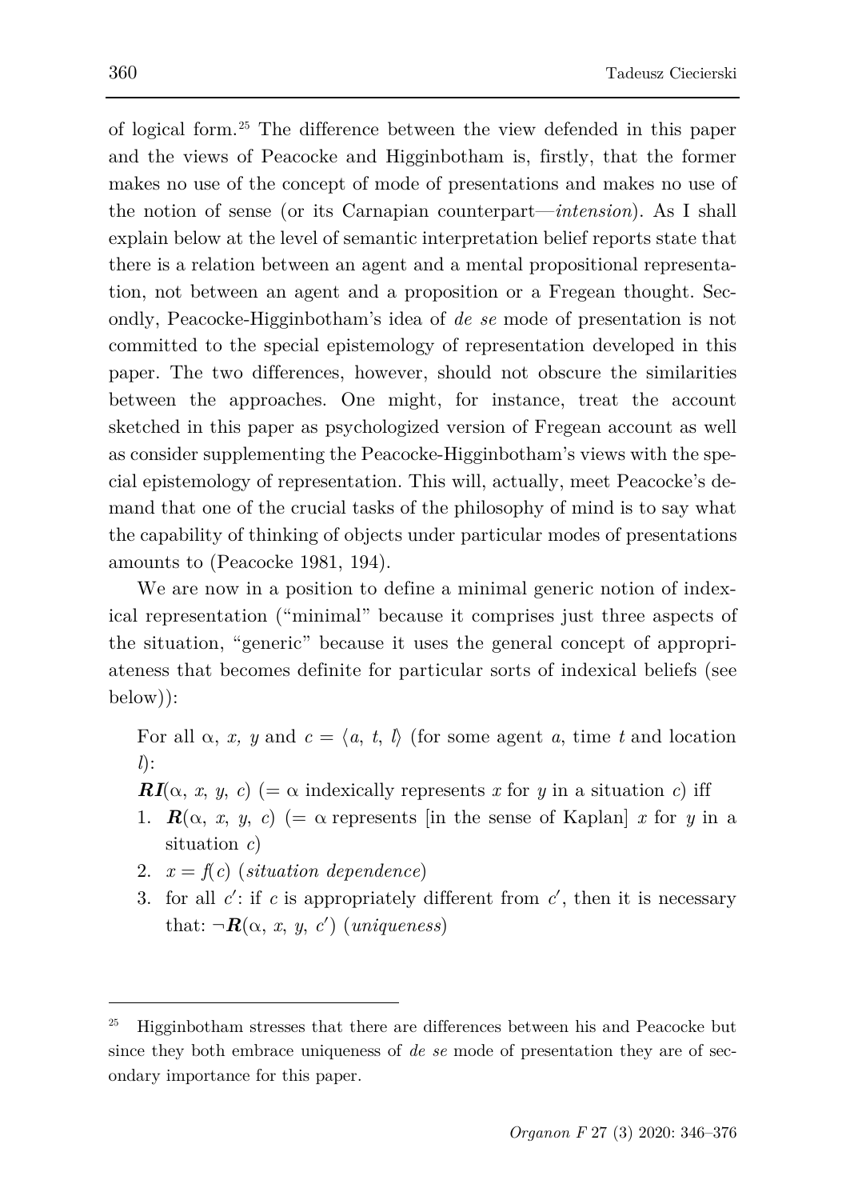of logical form.[25] The difference between the view defended in this paper and the views of Peacocke and Higginbotham is, firstly, that the former makes no use of the concept of mode of presentations and makes no use of the notion of sense (or its Carnapian counterpart—*intension*). As I shall explain below at the level of semantic interpretation belief reports state that there is a relation between an agent and a mental propositional representation, not between an agent and a proposition or a Fregean thought. Secondly, Peacocke-Higginbotham's idea of *de se* mode of presentation is not committed to the special epistemology of representation developed in this paper. The two differences, however, should not obscure the similarities between the approaches. One might, for instance, treat the account sketched in this paper as psychologized version of Fregean account as well as consider supplementing the Peacocke-Higginbotham's views with the special epistemology of representation. This will, actually, meet Peacocke's demand that one of the crucial tasks of the philosophy of mind is to say what the capability of thinking of objects under particular modes of presentations amounts to (Peacocke 1981, 194).

We are now in a position to define a minimal generic notion of indexical representation ("minimal" because it comprises just three aspects of the situation, "generic" because it uses the general concept of appropriateness that becomes definite for particular sorts of indexical beliefs (see below)):

> For all $\alpha$, $x$, $y$ and $c = \langle a, t, l\rangle$ (for some agent $a$, time $t$ and location $l$):
>
> $\boldsymbol{RI}(\alpha, x, y, c)$ (= $\alpha$ indexically represents $x$ for $y$ in a situation $c$) iff
>
> 1. $\boldsymbol{R}(\alpha, x, y, c)$ (= $\alpha$ represents [in the sense of Kaplan] $x$ for $y$ in a situation $c$)
> 2. $x = f(c)$ (*situation dependence*)
> 3. for all $c'$: if $c$ is appropriately different from $c'$, then it is necessary that: $\neg\boldsymbol{R}(\alpha, x, y, c')$ (*uniqueness*)

[25] Higginbotham stresses that there are differences between his and Peacocke but since they both embrace uniqueness of *de se* mode of presentation they are of secondary importance for this paper.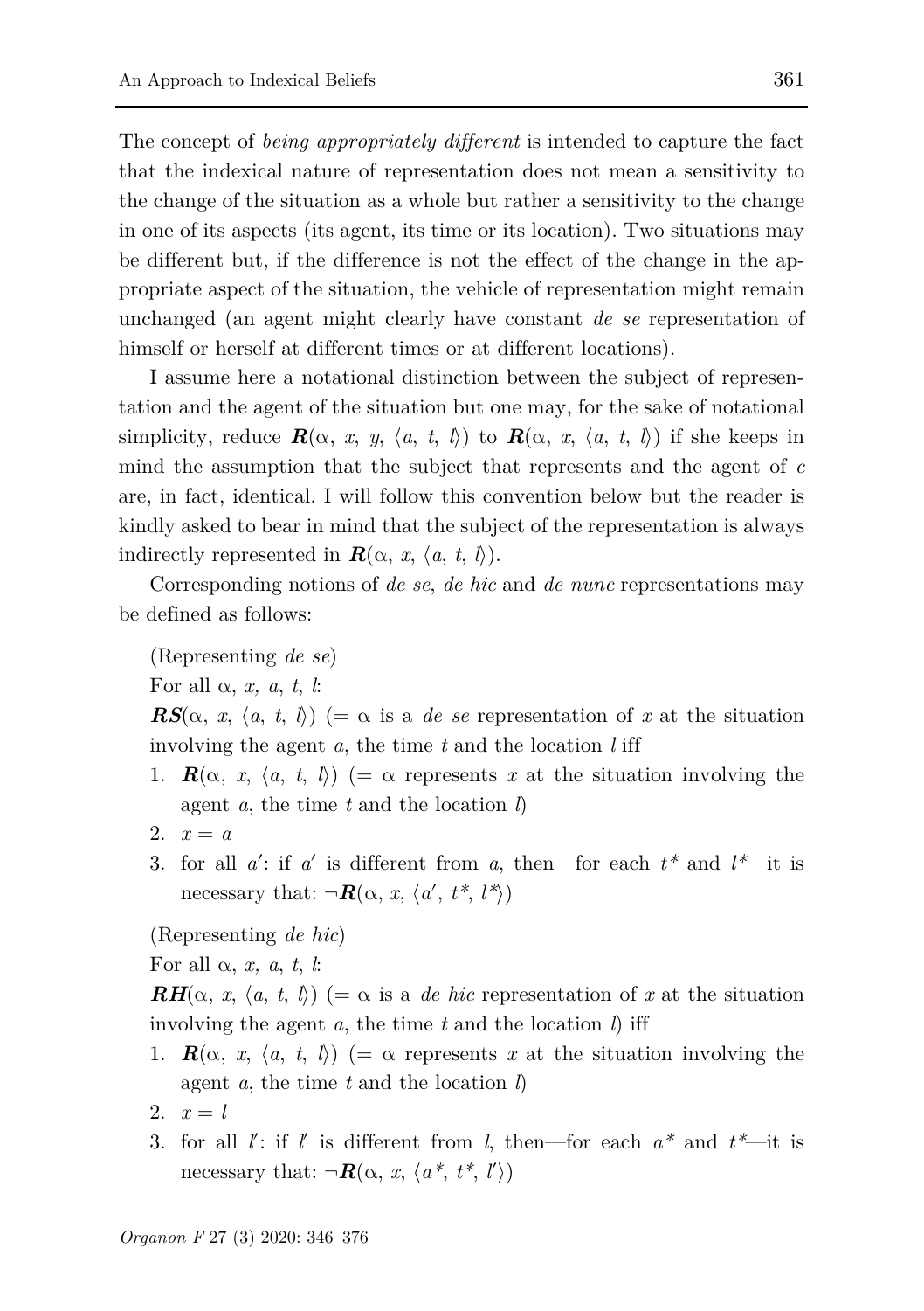The concept of *being appropriately different* is intended to capture the fact that the indexical nature of representation does not mean a sensitivity to the change of the situation as a whole but rather a sensitivity to the change in one of its aspects (its agent, its time or its location). Two situations may be different but, if the difference is not the effect of the change in the appropriate aspect of the situation, the vehicle of representation might remain unchanged (an agent might clearly have constant *de se* representation of himself or herself at different times or at different locations).

I assume here a notational distinction between the subject of representation and the agent of the situation but one may, for the sake of notational simplicity, reduce $\boldsymbol{R}(\alpha, x, y, \langle a, t, l \rangle)$ to $\boldsymbol{R}(\alpha, x, \langle a, t, l \rangle)$ if she keeps in mind the assumption that the subject that represents and the agent of $c$ are, in fact, identical. I will follow this convention below but the reader is kindly asked to bear in mind that the subject of the representation is always indirectly represented in $\boldsymbol{R}(\alpha, x, \langle a, t, l \rangle)$.

Corresponding notions of *de se*, *de hic* and *de nunc* representations may be defined as follows:

(Representing *de se*)

For all $\alpha$, $x$, $a$, $t$, $l$:

$\boldsymbol{RS}(\alpha, x, \langle a, t, l \rangle)$ (= $\alpha$ is a *de se* representation of $x$ at the situation involving the agent $a$, the time $t$ and the location $l$ iff

1. $\boldsymbol{R}(\alpha, x, \langle a, t, l \rangle)$ (= $\alpha$ represents $x$ at the situation involving the agent $a$, the time $t$ and the location $l$)
2. $x = a$
3. for all $a'$: if $a'$ is different from $a$, then—for each $t^*$ and $l^*$—it is necessary that: $\neg\boldsymbol{R}(\alpha, x, \langle a', t^*, l^* \rangle)$

(Representing *de hic*)

For all $\alpha$, $x$, $a$, $t$, $l$:

$\boldsymbol{RH}(\alpha, x, \langle a, t, l \rangle)$ (= $\alpha$ is a *de hic* representation of $x$ at the situation involving the agent $a$, the time $t$ and the location $l$) iff

1. $\boldsymbol{R}(\alpha, x, \langle a, t, l \rangle)$ (= $\alpha$ represents $x$ at the situation involving the agent $a$, the time $t$ and the location $l$)
2. $x = l$
3. for all $l'$: if $l'$ is different from $l$, then—for each $a^*$ and $t^*$—it is necessary that: $\neg\boldsymbol{R}(\alpha, x, \langle a^*, t^*, l' \rangle)$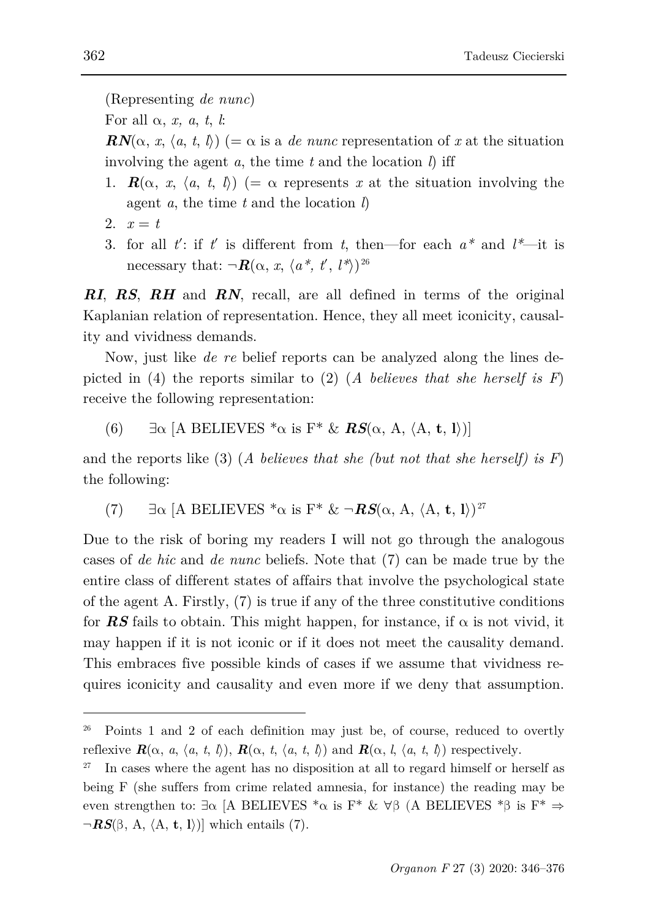(Representing *de nunc*)

For all $\alpha$, $x$, $a$, $t$, $l$:

$\boldsymbol{RN}(\alpha, x, \langle a, t, l\rangle)$ (= $\alpha$ is a *de nunc* representation of $x$ at the situation involving the agent $a$, the time $t$ and the location $l$) iff

1. $\boldsymbol{R}(\alpha, x, \langle a, t, l\rangle)$ (= $\alpha$ represents $x$ at the situation involving the agent $a$, the time $t$ and the location $l$)
2. $x = t$
3. for all $t'$: if $t'$ is different from $t$, then—for each $a^*$ and $l^*$—it is necessary that: $\neg\boldsymbol{R}(\alpha, x, \langle a^*, t', l^*\rangle)$[26]

***RI***, ***RS***, ***RH*** and ***RN***, recall, are all defined in terms of the original Kaplanian relation of representation. Hence, they all meet iconicity, causality and vividness demands.

Now, just like *de re* belief reports can be analyzed along the lines depicted in (4) the reports similar to (2) (*A believes that she herself is F*) receive the following representation:

(6) $\exists\alpha$ [A BELIEVES $^*\alpha$ is F$^*$ & $\boldsymbol{RS}(\alpha, \text{A}, \langle \text{A}, \mathbf{t}, \mathbf{l}\rangle)$]

and the reports like (3) (*A believes that she (but not that she herself) is F*) the following:

(7) $\exists\alpha$ [A BELIEVES $^*\alpha$ is F$^*$ & $\neg\boldsymbol{RS}(\alpha, \text{A}, \langle \text{A}, \mathbf{t}, \mathbf{l}\rangle)$[27]

Due to the risk of boring my readers I will not go through the analogous cases of *de hic* and *de nunc* beliefs. Note that (7) can be made true by the entire class of different states of affairs that involve the psychological state of the agent A. Firstly, (7) is true if any of the three constitutive conditions for ***RS*** fails to obtain. This might happen, for instance, if $\alpha$ is not vivid, it may happen if it is not iconic or if it does not meet the causality demand. This embraces five possible kinds of cases if we assume that vividness requires iconicity and causality and even more if we deny that assumption.

---

[26] Points 1 and 2 of each definition may just be, of course, reduced to overtly reflexive $\boldsymbol{R}(\alpha, a, \langle a, t, l\rangle)$, $\boldsymbol{R}(\alpha, t, \langle a, t, l\rangle)$ and $\boldsymbol{R}(\alpha, l, \langle a, t, l\rangle)$ respectively.

[27] In cases where the agent has no disposition at all to regard himself or herself as being F (she suffers from crime related amnesia, for instance) the reading may be even strengthen to: $\exists\alpha$ [A BELIEVES $^*\alpha$ is F$^*$ & $\forall\beta$ (A BELIEVES $^*\beta$ is F$^*$ $\Rightarrow$ $\neg\boldsymbol{RS}(\beta, \text{A}, \langle \text{A}, \mathbf{t}, \mathbf{l}\rangle)$] which entails (7).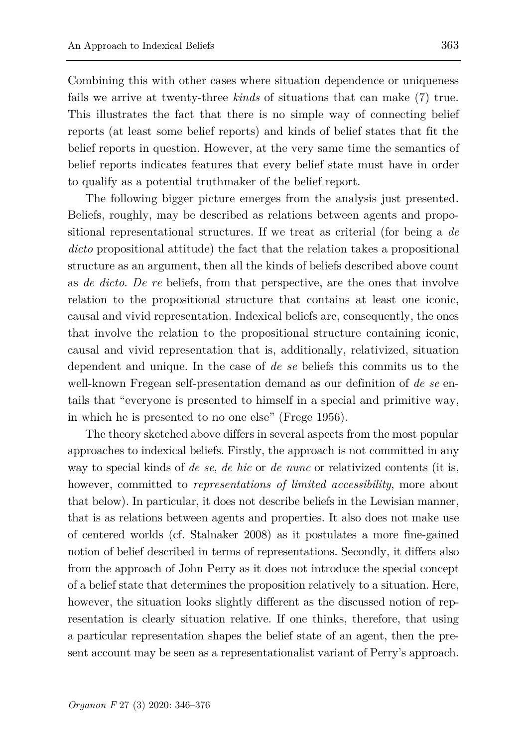Combining this with other cases where situation dependence or uniqueness fails we arrive at twenty-three *kinds* of situations that can make (7) true. This illustrates the fact that there is no simple way of connecting belief reports (at least some belief reports) and kinds of belief states that fit the belief reports in question. However, at the very same time the semantics of belief reports indicates features that every belief state must have in order to qualify as a potential truthmaker of the belief report.

The following bigger picture emerges from the analysis just presented. Beliefs, roughly, may be described as relations between agents and propositional representational structures. If we treat as criterial (for being a *de dicto* propositional attitude) the fact that the relation takes a propositional structure as an argument, then all the kinds of beliefs described above count as *de dicto*. *De re* beliefs, from that perspective, are the ones that involve relation to the propositional structure that contains at least one iconic, causal and vivid representation. Indexical beliefs are, consequently, the ones that involve the relation to the propositional structure containing iconic, causal and vivid representation that is, additionally, relativized, situation dependent and unique. In the case of *de se* beliefs this commits us to the well-known Fregean self-presentation demand as our definition of *de se* entails that "everyone is presented to himself in a special and primitive way, in which he is presented to no one else" (Frege 1956).

The theory sketched above differs in several aspects from the most popular approaches to indexical beliefs. Firstly, the approach is not committed in any way to special kinds of *de se*, *de hic* or *de nunc* or relativized contents (it is, however, committed to *representations of limited accessibility*, more about that below). In particular, it does not describe beliefs in the Lewisian manner, that is as relations between agents and properties. It also does not make use of centered worlds (cf. Stalnaker 2008) as it postulates a more fine-gained notion of belief described in terms of representations. Secondly, it differs also from the approach of John Perry as it does not introduce the special concept of a belief state that determines the proposition relatively to a situation. Here, however, the situation looks slightly different as the discussed notion of representation is clearly situation relative. If one thinks, therefore, that using a particular representation shapes the belief state of an agent, then the present account may be seen as a representationalist variant of Perry's approach.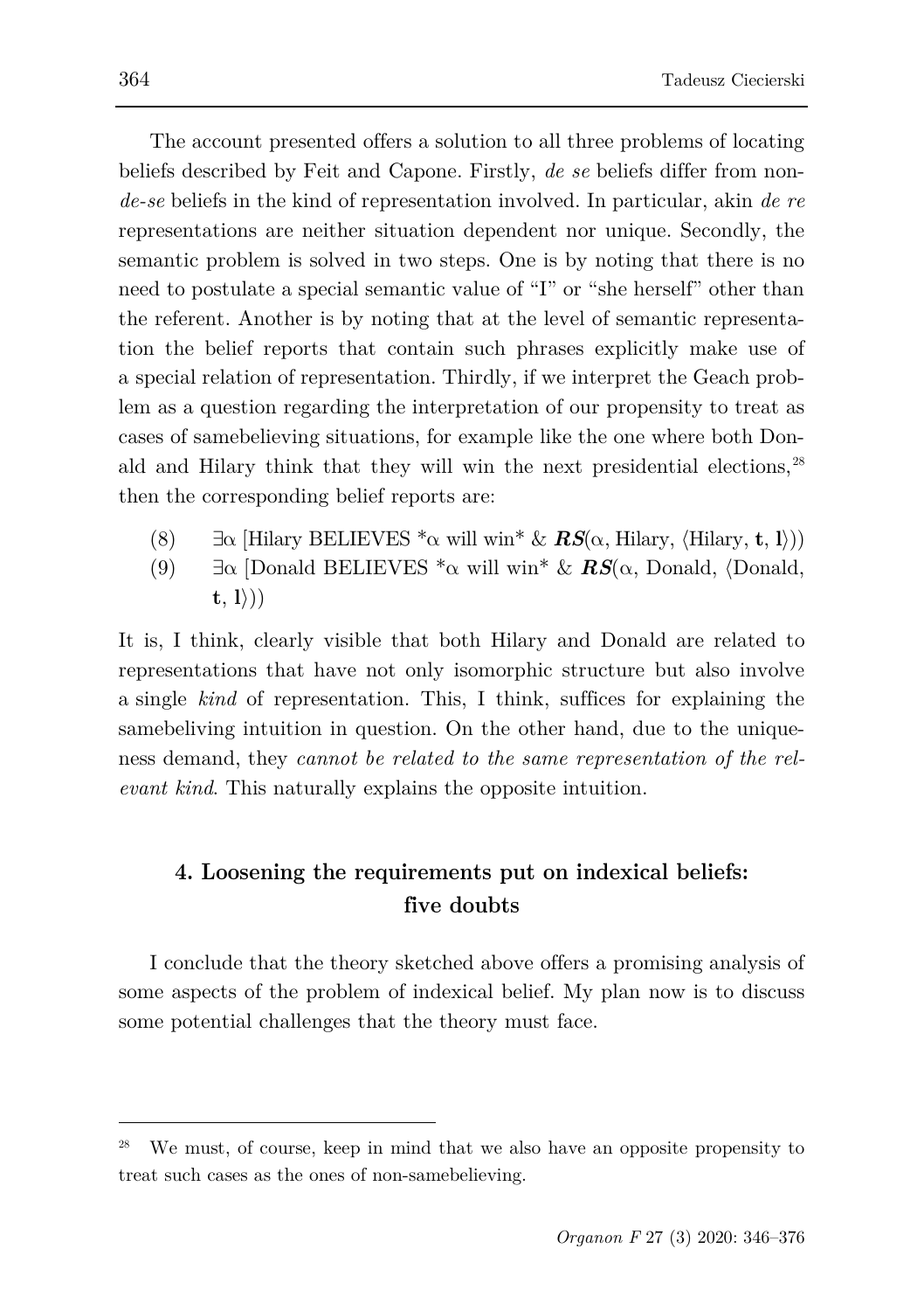The account presented offers a solution to all three problems of locating beliefs described by Feit and Capone. Firstly, *de se* beliefs differ from non-*de-se* beliefs in the kind of representation involved. In particular, akin *de re* representations are neither situation dependent nor unique. Secondly, the semantic problem is solved in two steps. One is by noting that there is no need to postulate a special semantic value of "I" or "she herself" other than the referent. Another is by noting that at the level of semantic representation the belief reports that contain such phrases explicitly make use of a special relation of representation. Thirdly, if we interpret the Geach problem as a question regarding the interpretation of our propensity to treat as cases of samebelieving situations, for example like the one where both Donald and Hilary think that they will win the next presidential elections,[28] then the corresponding belief reports are:

(8) $\exists\alpha$ [Hilary BELIEVES \*$\alpha$ will win\* & $\boldsymbol{RS}(\alpha, \text{Hilary}, \langle \text{Hilary}, \mathbf{t}, \mathbf{l} \rangle))$

(9) $\exists\alpha$ [Donald BELIEVES \*$\alpha$ will win\* & $\boldsymbol{RS}(\alpha, \text{Donald}, \langle \text{Donald}, \mathbf{t}, \mathbf{l} \rangle))$

It is, I think, clearly visible that both Hilary and Donald are related to representations that have not only isomorphic structure but also involve a single *kind* of representation. This, I think, suffices for explaining the samebeliving intuition in question. On the other hand, due to the uniqueness demand, they *cannot be related to the same representation of the relevant kind*. This naturally explains the opposite intuition.

## 4. Loosening the requirements put on indexical beliefs: five doubts

I conclude that the theory sketched above offers a promising analysis of some aspects of the problem of indexical belief. My plan now is to discuss some potential challenges that the theory must face.

---

[28] We must, of course, keep in mind that we also have an opposite propensity to treat such cases as the ones of non-samebelieving.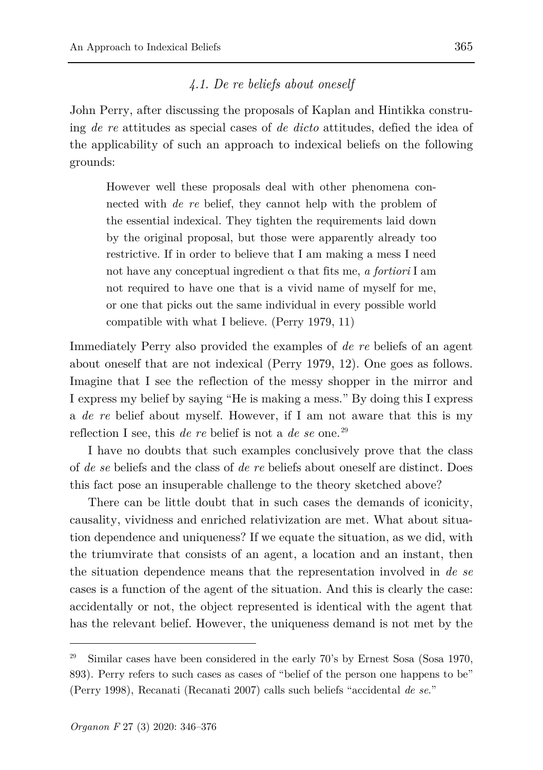### *4.1. De re beliefs about oneself*

John Perry, after discussing the proposals of Kaplan and Hintikka construing *de re* attitudes as special cases of *de dicto* attitudes, defied the idea of the applicability of such an approach to indexical beliefs on the following grounds:

> However well these proposals deal with other phenomena connected with *de re* belief, they cannot help with the problem of the essential indexical. They tighten the requirements laid down by the original proposal, but those were apparently already too restrictive. If in order to believe that I am making a mess I need not have any conceptual ingredient $\alpha$ that fits me, *a fortiori* I am not required to have one that is a vivid name of myself for me, or one that picks out the same individual in every possible world compatible with what I believe. (Perry 1979, 11)

Immediately Perry also provided the examples of *de re* beliefs of an agent about oneself that are not indexical (Perry 1979, 12). One goes as follows. Imagine that I see the reflection of the messy shopper in the mirror and I express my belief by saying "He is making a mess." By doing this I express a *de re* belief about myself. However, if I am not aware that this is my reflection I see, this *de re* belief is not a *de se* one.[29]

I have no doubts that such examples conclusively prove that the class of *de se* beliefs and the class of *de re* beliefs about oneself are distinct. Does this fact pose an insuperable challenge to the theory sketched above?

There can be little doubt that in such cases the demands of iconicity, causality, vividness and enriched relativization are met. What about situation dependence and uniqueness? If we equate the situation, as we did, with the triumvirate that consists of an agent, a location and an instant, then the situation dependence means that the representation involved in *de se* cases is a function of the agent of the situation. And this is clearly the case: accidentally or not, the object represented is identical with the agent that has the relevant belief. However, the uniqueness demand is not met by the

[29] Similar cases have been considered in the early 70's by Ernest Sosa (Sosa 1970, 893). Perry refers to such cases as cases of "belief of the person one happens to be" (Perry 1998), Recanati (Recanati 2007) calls such beliefs "accidental *de se*."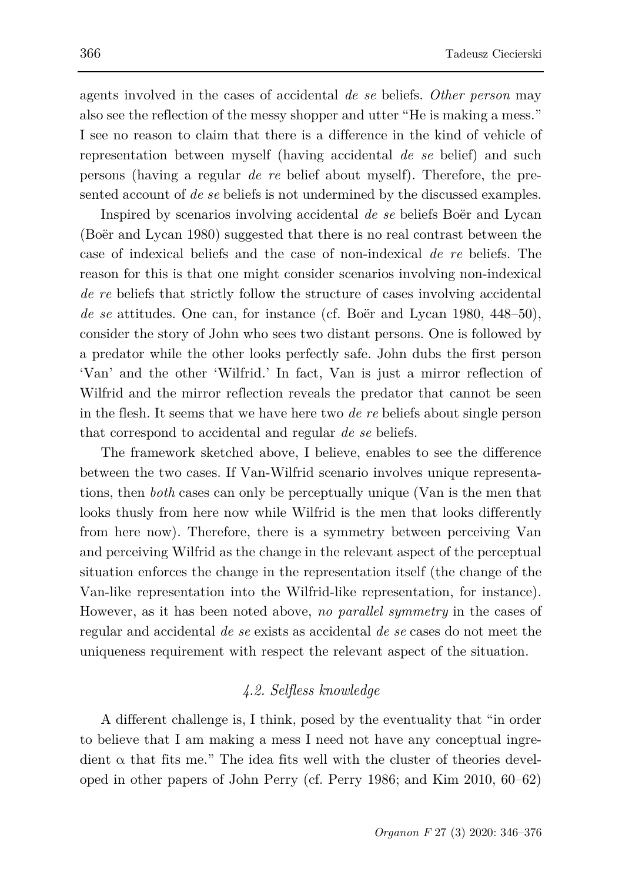agents involved in the cases of accidental *de se* beliefs. *Other person* may also see the reflection of the messy shopper and utter "He is making a mess." I see no reason to claim that there is a difference in the kind of vehicle of representation between myself (having accidental *de se* belief) and such persons (having a regular *de re* belief about myself). Therefore, the presented account of *de se* beliefs is not undermined by the discussed examples.

Inspired by scenarios involving accidental *de se* beliefs Boër and Lycan (Boër and Lycan 1980) suggested that there is no real contrast between the case of indexical beliefs and the case of non-indexical *de re* beliefs. The reason for this is that one might consider scenarios involving non-indexical *de re* beliefs that strictly follow the structure of cases involving accidental *de se* attitudes. One can, for instance (cf. Boër and Lycan 1980, 448–50), consider the story of John who sees two distant persons. One is followed by a predator while the other looks perfectly safe. John dubs the first person 'Van' and the other 'Wilfrid.' In fact, Van is just a mirror reflection of Wilfrid and the mirror reflection reveals the predator that cannot be seen in the flesh. It seems that we have here two *de re* beliefs about single person that correspond to accidental and regular *de se* beliefs.

The framework sketched above, I believe, enables to see the difference between the two cases. If Van-Wilfrid scenario involves unique representations, then *both* cases can only be perceptually unique (Van is the men that looks thusly from here now while Wilfrid is the men that looks differently from here now). Therefore, there is a symmetry between perceiving Van and perceiving Wilfrid as the change in the relevant aspect of the perceptual situation enforces the change in the representation itself (the change of the Van-like representation into the Wilfrid-like representation, for instance). However, as it has been noted above, *no parallel symmetry* in the cases of regular and accidental *de se* exists as accidental *de se* cases do not meet the uniqueness requirement with respect the relevant aspect of the situation.

### *4.2. Selfless knowledge*

A different challenge is, I think, posed by the eventuality that "in order to believe that I am making a mess I need not have any conceptual ingredient $\alpha$ that fits me." The idea fits well with the cluster of theories developed in other papers of John Perry (cf. Perry 1986; and Kim 2010, 60–62)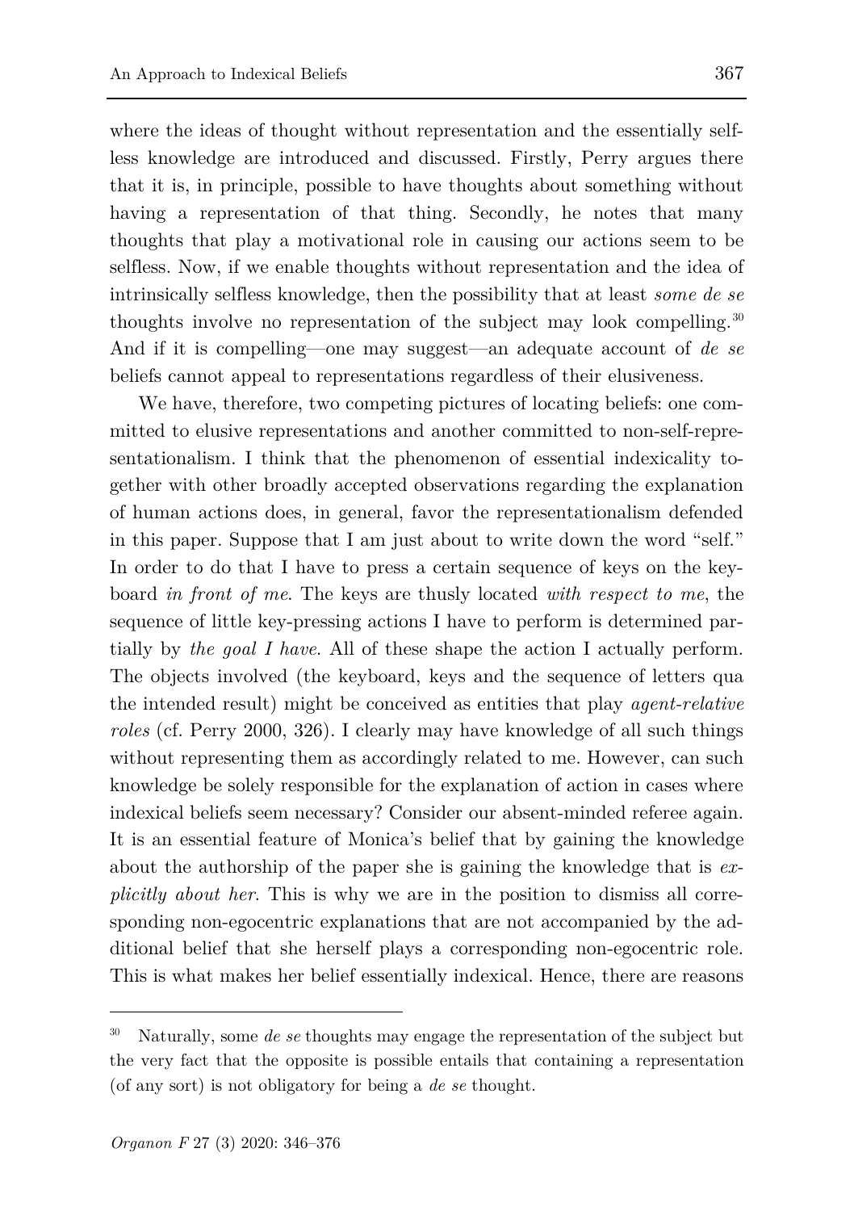where the ideas of thought without representation and the essentially selfless knowledge are introduced and discussed. Firstly, Perry argues there that it is, in principle, possible to have thoughts about something without having a representation of that thing. Secondly, he notes that many thoughts that play a motivational role in causing our actions seem to be selfless. Now, if we enable thoughts without representation and the idea of intrinsically selfless knowledge, then the possibility that at least *some de se* thoughts involve no representation of the subject may look compelling.[30] And if it is compelling—one may suggest—an adequate account of *de se* beliefs cannot appeal to representations regardless of their elusiveness.

We have, therefore, two competing pictures of locating beliefs: one committed to elusive representations and another committed to non-self-representationalism. I think that the phenomenon of essential indexicality together with other broadly accepted observations regarding the explanation of human actions does, in general, favor the representationalism defended in this paper. Suppose that I am just about to write down the word "self." In order to do that I have to press a certain sequence of keys on the keyboard *in front of me*. The keys are thusly located *with respect to me*, the sequence of little key-pressing actions I have to perform is determined partially by *the goal I have*. All of these shape the action I actually perform. The objects involved (the keyboard, keys and the sequence of letters qua the intended result) might be conceived as entities that play *agent-relative roles* (cf. Perry 2000, 326). I clearly may have knowledge of all such things without representing them as accordingly related to me. However, can such knowledge be solely responsible for the explanation of action in cases where indexical beliefs seem necessary? Consider our absent-minded referee again. It is an essential feature of Monica's belief that by gaining the knowledge about the authorship of the paper she is gaining the knowledge that is *explicitly about her*. This is why we are in the position to dismiss all corresponding non-egocentric explanations that are not accompanied by the additional belief that she herself plays a corresponding non-egocentric role. This is what makes her belief essentially indexical. Hence, there are reasons

---

[30] Naturally, some *de se* thoughts may engage the representation of the subject but the very fact that the opposite is possible entails that containing a representation (of any sort) is not obligatory for being a *de se* thought.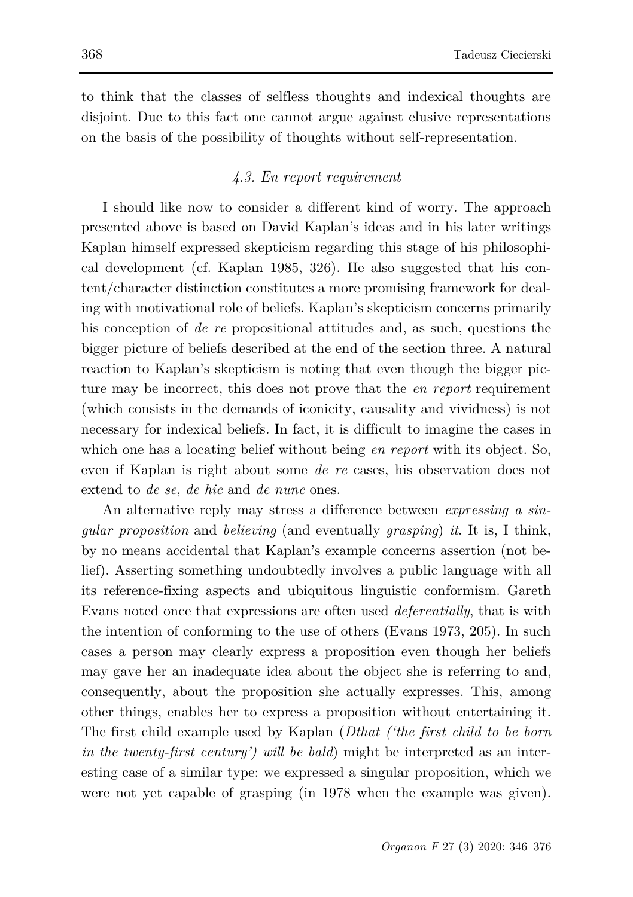to think that the classes of selfless thoughts and indexical thoughts are disjoint. Due to this fact one cannot argue against elusive representations on the basis of the possibility of thoughts without self-representation.

### *4.3. En report requirement*

I should like now to consider a different kind of worry. The approach presented above is based on David Kaplan's ideas and in his later writings Kaplan himself expressed skepticism regarding this stage of his philosophical development (cf. Kaplan 1985, 326). He also suggested that his content/character distinction constitutes a more promising framework for dealing with motivational role of beliefs. Kaplan's skepticism concerns primarily his conception of *de re* propositional attitudes and, as such, questions the bigger picture of beliefs described at the end of the section three. A natural reaction to Kaplan's skepticism is noting that even though the bigger picture may be incorrect, this does not prove that the *en report* requirement (which consists in the demands of iconicity, causality and vividness) is not necessary for indexical beliefs. In fact, it is difficult to imagine the cases in which one has a locating belief without being *en report* with its object. So, even if Kaplan is right about some *de re* cases, his observation does not extend to *de se*, *de hic* and *de nunc* ones.

An alternative reply may stress a difference between *expressing a singular proposition* and *believing* (and eventually *grasping*) *it*. It is, I think, by no means accidental that Kaplan's example concerns assertion (not belief). Asserting something undoubtedly involves a public language with all its reference-fixing aspects and ubiquitous linguistic conformism. Gareth Evans noted once that expressions are often used *deferentially*, that is with the intention of conforming to the use of others (Evans 1973, 205). In such cases a person may clearly express a proposition even though her beliefs may gave her an inadequate idea about the object she is referring to and, consequently, about the proposition she actually expresses. This, among other things, enables her to express a proposition without entertaining it. The first child example used by Kaplan (*Dthat ('the first child to be born in the twenty-first century') will be bald*) might be interpreted as an interesting case of a similar type: we expressed a singular proposition, which we were not yet capable of grasping (in 1978 when the example was given).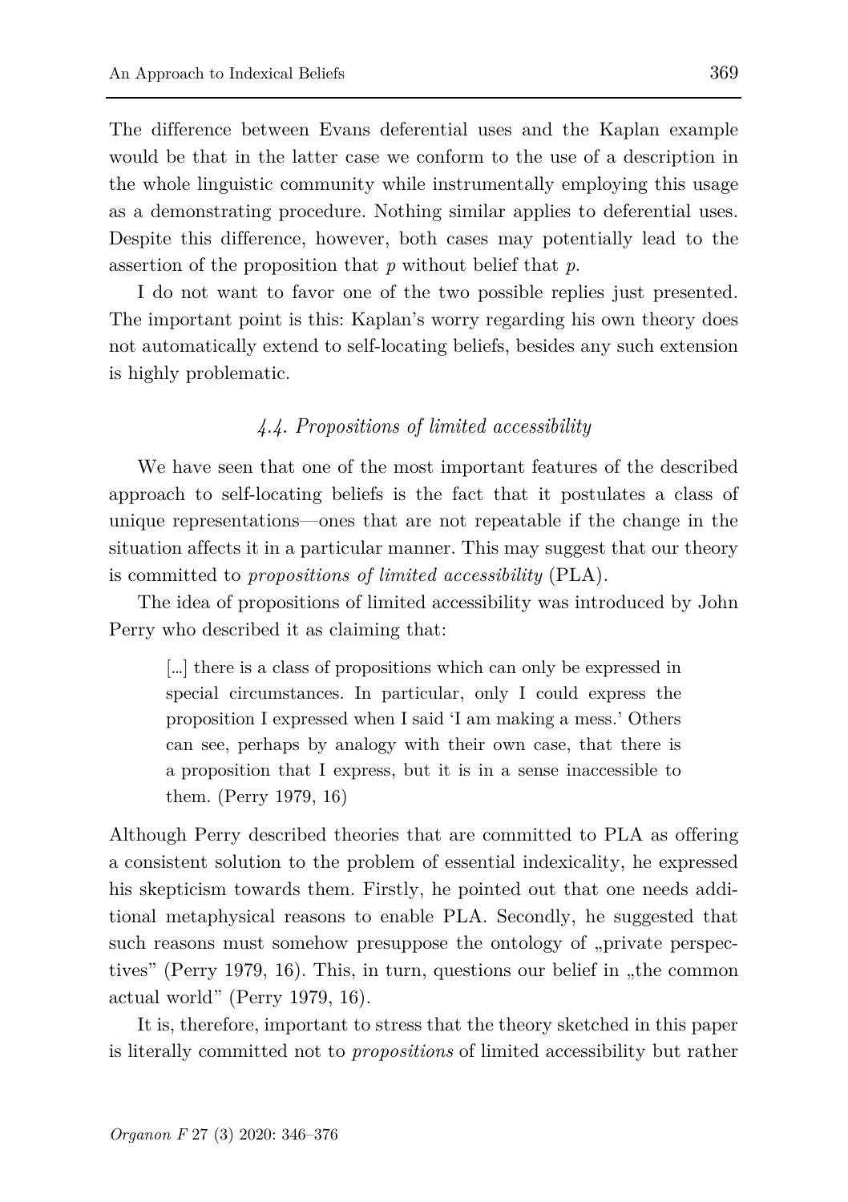The difference between Evans deferential uses and the Kaplan example would be that in the latter case we conform to the use of a description in the whole linguistic community while instrumentally employing this usage as a demonstrating procedure. Nothing similar applies to deferential uses. Despite this difference, however, both cases may potentially lead to the assertion of the proposition that *p* without belief that *p*.

I do not want to favor one of the two possible replies just presented. The important point is this: Kaplan's worry regarding his own theory does not automatically extend to self-locating beliefs, besides any such extension is highly problematic.

### *4.4. Propositions of limited accessibility*

We have seen that one of the most important features of the described approach to self-locating beliefs is the fact that it postulates a class of unique representations—ones that are not repeatable if the change in the situation affects it in a particular manner. This may suggest that our theory is committed to *propositions of limited accessibility* (PLA).

The idea of propositions of limited accessibility was introduced by John Perry who described it as claiming that:

> [...] there is a class of propositions which can only be expressed in special circumstances. In particular, only I could express the proposition I expressed when I said 'I am making a mess.' Others can see, perhaps by analogy with their own case, that there is a proposition that I express, but it is in a sense inaccessible to them. (Perry 1979, 16)

Although Perry described theories that are committed to PLA as offering a consistent solution to the problem of essential indexicality, he expressed his skepticism towards them. Firstly, he pointed out that one needs additional metaphysical reasons to enable PLA. Secondly, he suggested that such reasons must somehow presuppose the ontology of „private perspectives" (Perry 1979, 16). This, in turn, questions our belief in „the common actual world" (Perry 1979, 16).

It is, therefore, important to stress that the theory sketched in this paper is literally committed not to *propositions* of limited accessibility but rather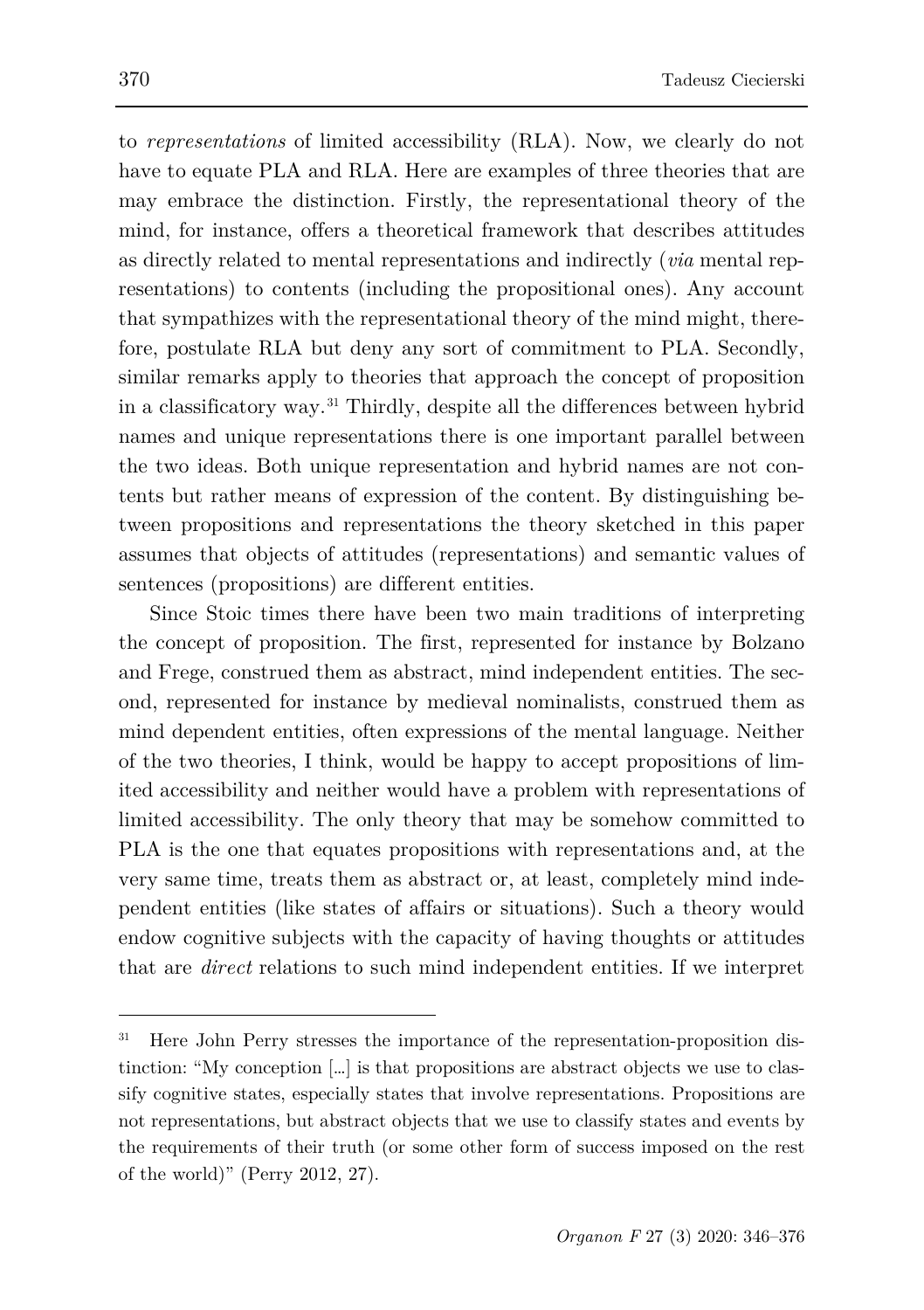to *representations* of limited accessibility (RLA). Now, we clearly do not have to equate PLA and RLA. Here are examples of three theories that are may embrace the distinction. Firstly, the representational theory of the mind, for instance, offers a theoretical framework that describes attitudes as directly related to mental representations and indirectly (*via* mental representations) to contents (including the propositional ones). Any account that sympathizes with the representational theory of the mind might, therefore, postulate RLA but deny any sort of commitment to PLA. Secondly, similar remarks apply to theories that approach the concept of proposition in a classificatory way.[31] Thirdly, despite all the differences between hybrid names and unique representations there is one important parallel between the two ideas. Both unique representation and hybrid names are not contents but rather means of expression of the content. By distinguishing between propositions and representations the theory sketched in this paper assumes that objects of attitudes (representations) and semantic values of sentences (propositions) are different entities.

Since Stoic times there have been two main traditions of interpreting the concept of proposition. The first, represented for instance by Bolzano and Frege, construed them as abstract, mind independent entities. The second, represented for instance by medieval nominalists, construed them as mind dependent entities, often expressions of the mental language. Neither of the two theories, I think, would be happy to accept propositions of limited accessibility and neither would have a problem with representations of limited accessibility. The only theory that may be somehow committed to PLA is the one that equates propositions with representations and, at the very same time, treats them as abstract or, at least, completely mind independent entities (like states of affairs or situations). Such a theory would endow cognitive subjects with the capacity of having thoughts or attitudes that are *direct* relations to such mind independent entities. If we interpret

---

[31] Here John Perry stresses the importance of the representation-proposition distinction: "My conception […] is that propositions are abstract objects we use to classify cognitive states, especially states that involve representations. Propositions are not representations, but abstract objects that we use to classify states and events by the requirements of their truth (or some other form of success imposed on the rest of the world)" (Perry 2012, 27).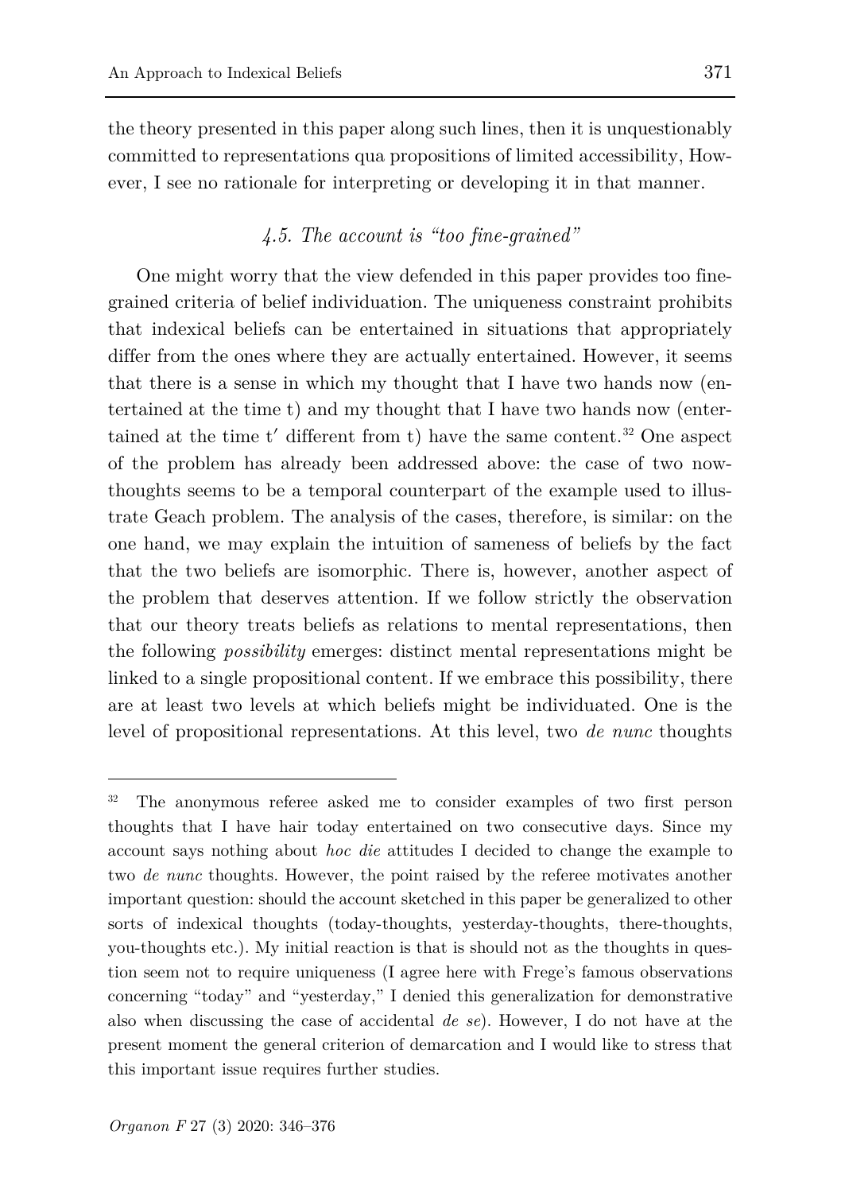the theory presented in this paper along such lines, then it is unquestionably committed to representations qua propositions of limited accessibility, However, I see no rationale for interpreting or developing it in that manner.

### *4.5. The account is "too fine-grained"*

One might worry that the view defended in this paper provides too fine-grained criteria of belief individuation. The uniqueness constraint prohibits that indexical beliefs can be entertained in situations that appropriately differ from the ones where they are actually entertained. However, it seems that there is a sense in which my thought that I have two hands now (entertained at the time t) and my thought that I have two hands now (entertained at the time t′ different from t) have the same content.[32] One aspect of the problem has already been addressed above: the case of two now-thoughts seems to be a temporal counterpart of the example used to illustrate Geach problem. The analysis of the cases, therefore, is similar: on the one hand, we may explain the intuition of sameness of beliefs by the fact that the two beliefs are isomorphic. There is, however, another aspect of the problem that deserves attention. If we follow strictly the observation that our theory treats beliefs as relations to mental representations, then the following *possibility* emerges: distinct mental representations might be linked to a single propositional content. If we embrace this possibility, there are at least two levels at which beliefs might be individuated. One is the level of propositional representations. At this level, two *de nunc* thoughts

---

[32] The anonymous referee asked me to consider examples of two first person thoughts that I have hair today entertained on two consecutive days. Since my account says nothing about *hoc die* attitudes I decided to change the example to two *de nunc* thoughts. However, the point raised by the referee motivates another important question: should the account sketched in this paper be generalized to other sorts of indexical thoughts (today-thoughts, yesterday-thoughts, there-thoughts, you-thoughts etc.). My initial reaction is that is should not as the thoughts in question seem not to require uniqueness (I agree here with Frege's famous observations concerning "today" and "yesterday," I denied this generalization for demonstrative also when discussing the case of accidental *de se*). However, I do not have at the present moment the general criterion of demarcation and I would like to stress that this important issue requires further studies.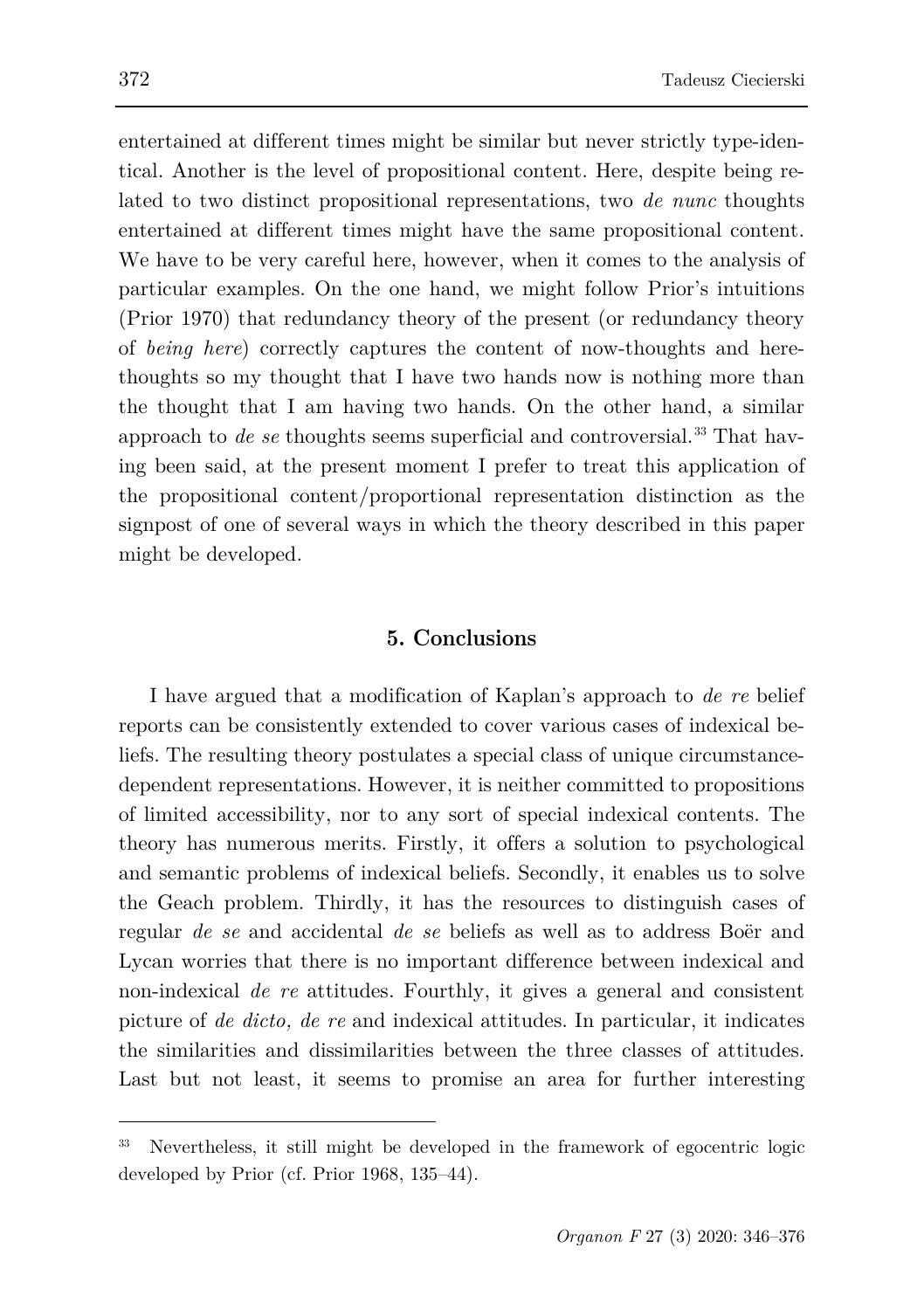entertained at different times might be similar but never strictly type-identical. Another is the level of propositional content. Here, despite being related to two distinct propositional representations, two *de nunc* thoughts entertained at different times might have the same propositional content. We have to be very careful here, however, when it comes to the analysis of particular examples. On the one hand, we might follow Prior's intuitions (Prior 1970) that redundancy theory of the present (or redundancy theory of *being here*) correctly captures the content of now-thoughts and here-thoughts so my thought that I have two hands now is nothing more than the thought that I am having two hands. On the other hand, a similar approach to *de se* thoughts seems superficial and controversial.[33] That having been said, at the present moment I prefer to treat this application of the propositional content/proportional representation distinction as the signpost of one of several ways in which the theory described in this paper might be developed.

## 5. Conclusions

I have argued that a modification of Kaplan's approach to *de re* belief reports can be consistently extended to cover various cases of indexical beliefs. The resulting theory postulates a special class of unique circumstance-dependent representations. However, it is neither committed to propositions of limited accessibility, nor to any sort of special indexical contents. The theory has numerous merits. Firstly, it offers a solution to psychological and semantic problems of indexical beliefs. Secondly, it enables us to solve the Geach problem. Thirdly, it has the resources to distinguish cases of regular *de se* and accidental *de se* beliefs as well as to address Boër and Lycan worries that there is no important difference between indexical and non-indexical *de re* attitudes. Fourthly, it gives a general and consistent picture of *de dicto, de re* and indexical attitudes. In particular, it indicates the similarities and dissimilarities between the three classes of attitudes. Last but not least, it seems to promise an area for further interesting

[33] Nevertheless, it still might be developed in the framework of egocentric logic developed by Prior (cf. Prior 1968, 135–44).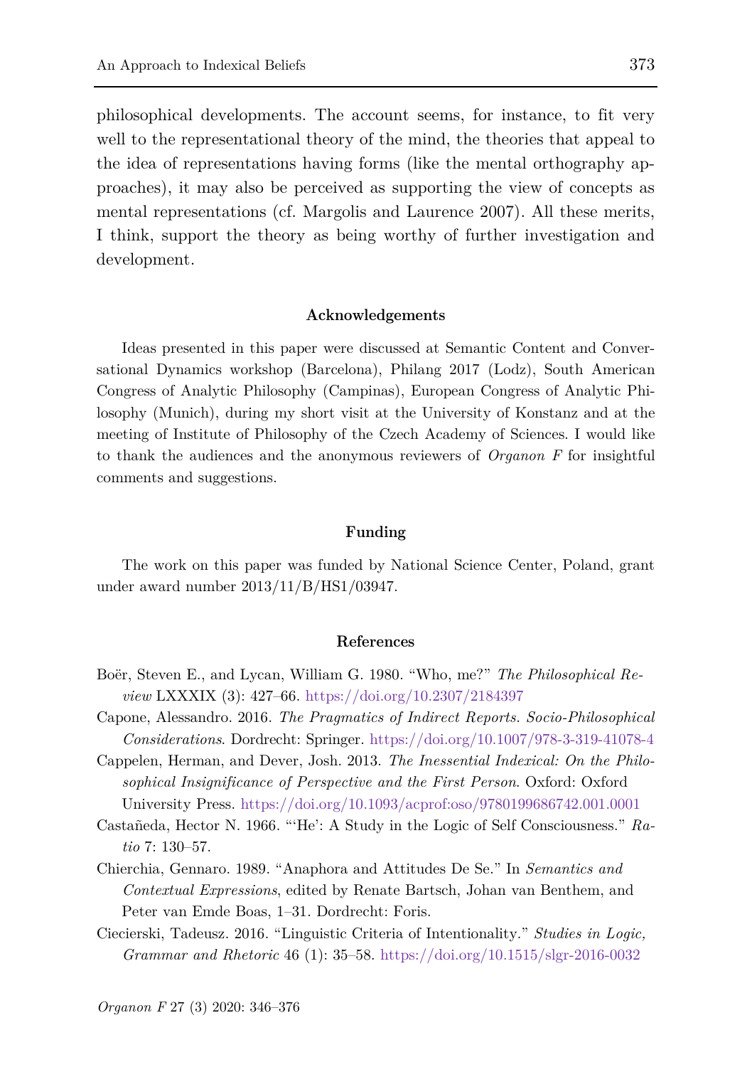philosophical developments. The account seems, for instance, to fit very well to the representational theory of the mind, the theories that appeal to the idea of representations having forms (like the mental orthography approaches), it may also be perceived as supporting the view of concepts as mental representations (cf. Margolis and Laurence 2007). All these merits, I think, support the theory as being worthy of further investigation and development.

## Acknowledgements

Ideas presented in this paper were discussed at Semantic Content and Conversational Dynamics workshop (Barcelona), Philang 2017 (Lodz), South American Congress of Analytic Philosophy (Campinas), European Congress of Analytic Philosophy (Munich), during my short visit at the University of Konstanz and at the meeting of Institute of Philosophy of the Czech Academy of Sciences. I would like to thank the audiences and the anonymous reviewers of *Organon F* for insightful comments and suggestions.

## Funding

The work on this paper was funded by National Science Center, Poland, grant under award number 2013/11/B/HS1/03947.

## References

Boër, Steven E., and Lycan, William G. 1980. "Who, me?" *The Philosophical Review* LXXXIX (3): 427–66. https://doi.org/10.2307/2184397

Capone, Alessandro. 2016. *The Pragmatics of Indirect Reports. Socio-Philosophical Considerations*. Dordrecht: Springer. https://doi.org/10.1007/978-3-319-41078-4

Cappelen, Herman, and Dever, Josh. 2013. *The Inessential Indexical: On the Philosophical Insignificance of Perspective and the First Person*. Oxford: Oxford University Press. https://doi.org/10.1093/acprof:oso/9780199686742.001.0001

Castañeda, Hector N. 1966. "'He': A Study in the Logic of Self Consciousness." *Ratio* 7: 130–57.

Chierchia, Gennaro. 1989. "Anaphora and Attitudes De Se." In *Semantics and Contextual Expressions*, edited by Renate Bartsch, Johan van Benthem, and Peter van Emde Boas, 1–31. Dordrecht: Foris.

Ciecierski, Tadeusz. 2016. "Linguistic Criteria of Intentionality." *Studies in Logic, Grammar and Rhetoric* 46 (1): 35–58. https://doi.org/10.1515/slgr-2016-0032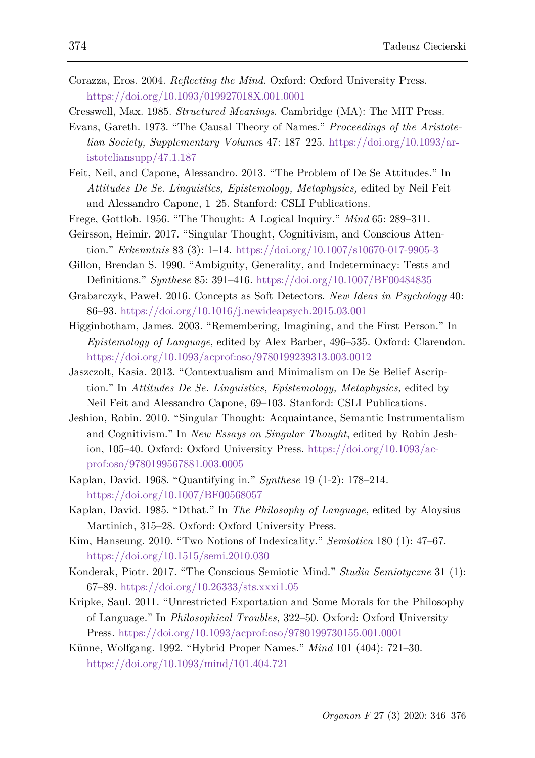Corazza, Eros. 2004. *Reflecting the Mind.* Oxford: Oxford University Press. https://doi.org/10.1093/019927018X.001.0001

Cresswell, Max. 1985. *Structured Meanings*. Cambridge (MA): The MIT Press.

Evans, Gareth. 1973. "The Causal Theory of Names." *Proceedings of the Aristotelian Society, Supplementary Volumes* 47: 187–225. https://doi.org/10.1093/aristoteliansupp/47.1.187

Feit, Neil, and Capone, Alessandro. 2013. "The Problem of De Se Attitudes." In *Attitudes De Se. Linguistics, Epistemology, Metaphysics,* edited by Neil Feit and Alessandro Capone, 1–25. Stanford: CSLI Publications.

Frege, Gottlob. 1956. "The Thought: A Logical Inquiry." *Mind* 65: 289–311.

Geirsson, Heimir. 2017. "Singular Thought, Cognitivism, and Conscious Attention." *Erkenntnis* 83 (3): 1–14. https://doi.org/10.1007/s10670-017-9905-3

Gillon, Brendan S. 1990. "Ambiguity, Generality, and Indeterminacy: Tests and Definitions." *Synthese* 85: 391–416. https://doi.org/10.1007/BF00484835

Grabarczyk, Paweł. 2016. Concepts as Soft Detectors. *New Ideas in Psychology* 40: 86–93. https://doi.org/10.1016/j.newideapsych.2015.03.001

Higginbotham, James. 2003. "Remembering, Imagining, and the First Person." In *Epistemology of Language*, edited by Alex Barber, 496–535. Oxford: Clarendon. https://doi.org/10.1093/acprof:oso/9780199239313.003.0012

Jaszczolt, Kasia. 2013. "Contextualism and Minimalism on De Se Belief Ascription." In *Attitudes De Se. Linguistics, Epistemology, Metaphysics,* edited by Neil Feit and Alessandro Capone, 69–103. Stanford: CSLI Publications.

Jeshion, Robin. 2010. "Singular Thought: Acquaintance, Semantic Instrumentalism and Cognitivism." In *New Essays on Singular Thought*, edited by Robin Jeshion, 105–40. Oxford: Oxford University Press. https://doi.org/10.1093/acprof:oso/9780199567881.003.0005

Kaplan, David. 1968. "Quantifying in." *Synthese* 19 (1-2): 178–214. https://doi.org/10.1007/BF00568057

Kaplan, David. 1985. "Dthat." In *The Philosophy of Language*, edited by Aloysius Martinich, 315–28. Oxford: Oxford University Press.

Kim, Hanseung. 2010. "Two Notions of Indexicality." *Semiotica* 180 (1): 47–67. https://doi.org/10.1515/semi.2010.030

Konderak, Piotr. 2017. "The Conscious Semiotic Mind." *Studia Semiotyczne* 31 (1): 67–89. https://doi.org/10.26333/sts.xxxi1.05

Kripke, Saul. 2011. "Unrestricted Exportation and Some Morals for the Philosophy of Language." In *Philosophical Troubles,* 322–50. Oxford: Oxford University Press. https://doi.org/10.1093/acprof:oso/9780199730155.001.0001

Künne, Wolfgang. 1992. "Hybrid Proper Names." *Mind* 101 (404): 721–30. https://doi.org/10.1093/mind/101.404.721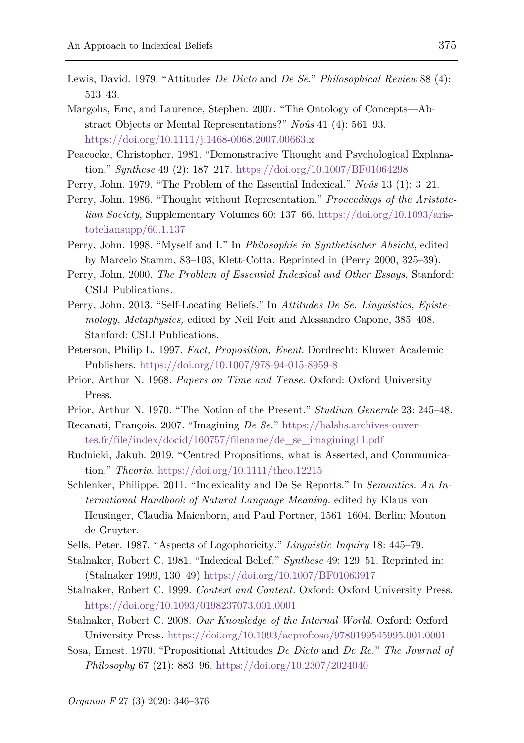Lewis, David. 1979. “Attitudes *De Dicto* and *De Se*.” *Philosophical Review* 88 (4): 513–43.

Margolis, Eric, and Laurence, Stephen. 2007. “The Ontology of Concepts—Abstract Objects or Mental Representations?” *Noûs* 41 (4): 561–93. https://doi.org/10.1111/j.1468-0068.2007.00663.x

Peacocke, Christopher. 1981. “Demonstrative Thought and Psychological Explanation.” *Synthese* 49 (2): 187–217. https://doi.org/10.1007/BF01064298

Perry, John. 1979. “The Problem of the Essential Indexical.” *Noûs* 13 (1): 3–21.

Perry, John. 1986. “Thought without Representation.” *Proceedings of the Aristotelian Society*, Supplementary Volumes 60: 137–66. https://doi.org/10.1093/aristoteliansupp/60.1.137

Perry, John. 1998. “Myself and I.” In *Philosophie in Synthetischer Absicht*, edited by Marcelo Stamm, 83–103, Klett-Cotta. Reprinted in (Perry 2000, 325–39).

Perry, John. 2000. *The Problem of Essential Indexical and Other Essays*. Stanford: CSLI Publications.

Perry, John. 2013. “Self-Locating Beliefs.” In *Attitudes De Se. Linguistics, Epistemology, Metaphysics,* edited by Neil Feit and Alessandro Capone, 385–408. Stanford: CSLI Publications.

Peterson, Philip L. 1997. *Fact, Proposition, Event*. Dordrecht: Kluwer Academic Publishers. https://doi.org/10.1007/978-94-015-8959-8

Prior, Arthur N. 1968. *Papers on Time and Tense*. Oxford: Oxford University Press.

Prior, Arthur N. 1970. “The Notion of the Present.” *Studium Generale* 23: 245–48.

Recanati, François. 2007. “Imagining *De Se*.” https://halshs.archives-ouvertes.fr/file/index/docid/160757/filename/de_se_imagining11.pdf

Rudnicki, Jakub. 2019. “Centred Propositions, what is Asserted, and Communication.” *Theoria*. https://doi.org/10.1111/theo.12215

Schlenker, Philippe. 2011. “Indexicality and De Se Reports.” In *Semantics. An International Handbook of Natural Language Meaning.* edited by Klaus von Heusinger, Claudia Maienborn, and Paul Portner, 1561–1604. Berlin: Mouton de Gruyter.

Sells, Peter. 1987. “Aspects of Logophoricity.” *Linguistic Inquiry* 18: 445–79.

Stalnaker, Robert C. 1981. “Indexical Belief.” *Synthese* 49: 129–51. Reprinted in: (Stalnaker 1999, 130–49) https://doi.org/10.1007/BF01063917

Stalnaker, Robert C. 1999. *Context and Content.* Oxford: Oxford University Press. https://doi.org/10.1093/0198237073.001.0001

Stalnaker, Robert C. 2008. *Our Knowledge of the Internal World*. Oxford: Oxford University Press. https://doi.org/10.1093/acprof:oso/9780199545995.001.0001

Sosa, Ernest. 1970. “Propositional Attitudes *De Dicto* and *De Re*.” *The Journal of Philosophy* 67 (21): 883–96. https://doi.org/10.2307/2024040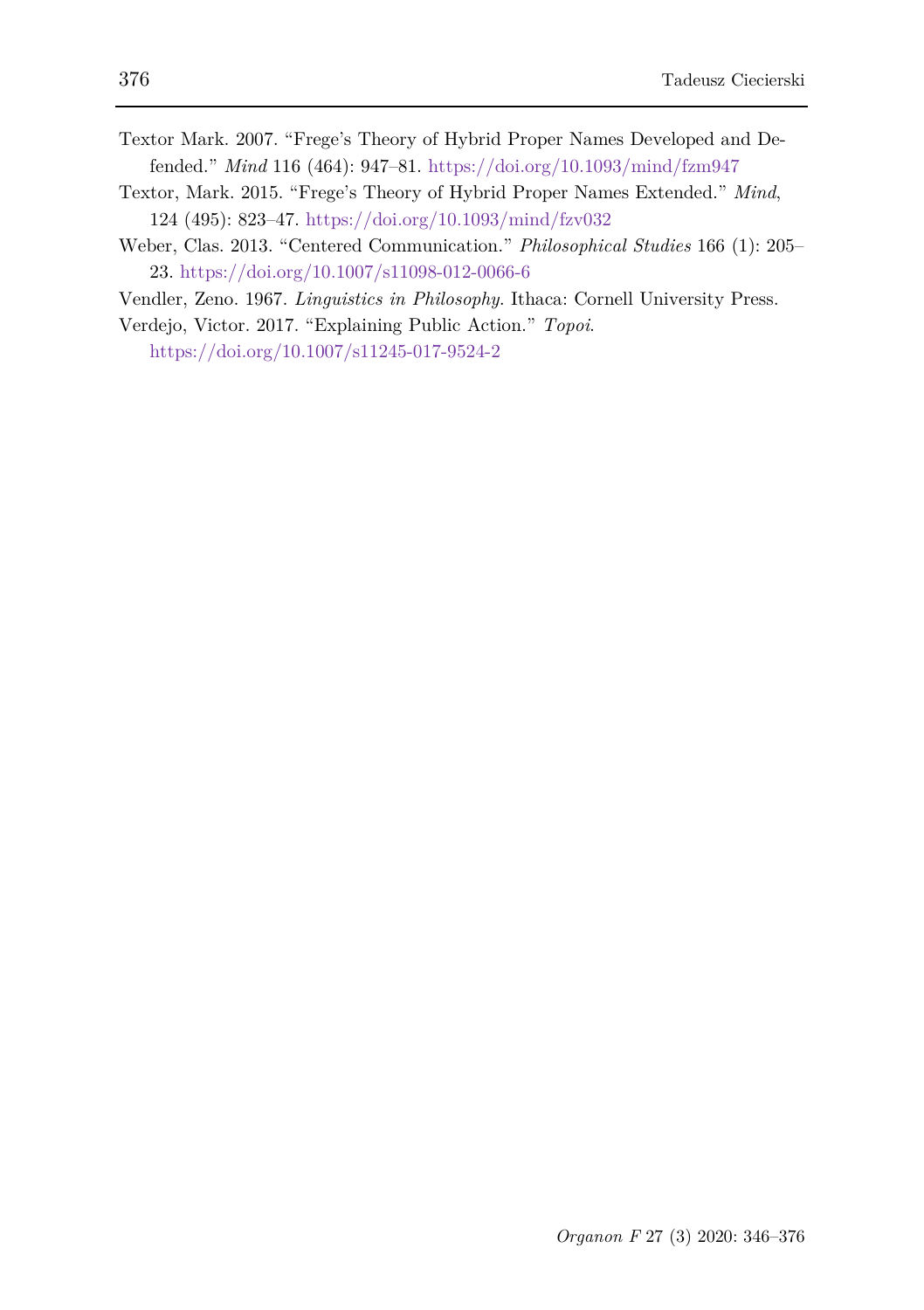Textor Mark. 2007. "Frege's Theory of Hybrid Proper Names Developed and Defended." *Mind* 116 (464): 947–81. https://doi.org/10.1093/mind/fzm947

Textor, Mark. 2015. "Frege's Theory of Hybrid Proper Names Extended." *Mind*, 124 (495): 823–47. https://doi.org/10.1093/mind/fzv032

Weber, Clas. 2013. "Centered Communication." *Philosophical Studies* 166 (1): 205–23. https://doi.org/10.1007/s11098-012-0066-6

Vendler, Zeno. 1967. *Linguistics in Philosophy*. Ithaca: Cornell University Press.

Verdejo, Victor. 2017. "Explaining Public Action." *Topoi*. https://doi.org/10.1007/s11245-017-9524-2